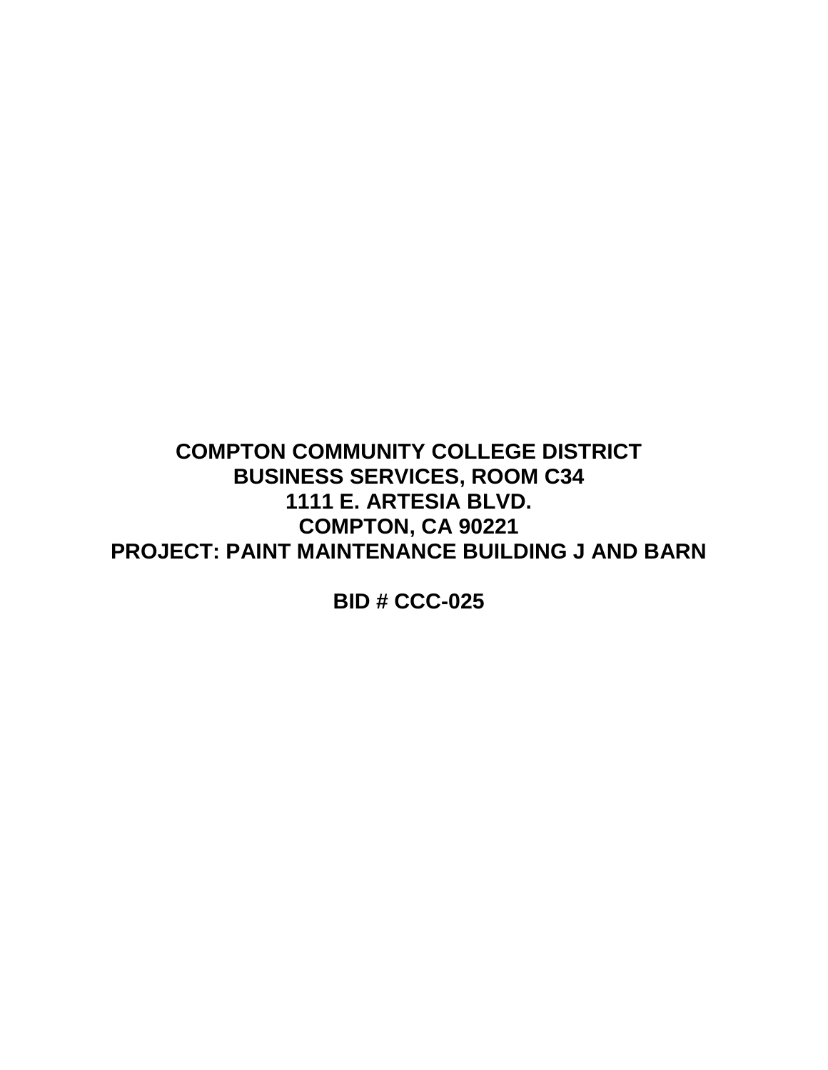**COMPTON COMMUNITY COLLEGE DISTRICT**
**BUSINESS SERVICES, ROOM C34**
**1111 E. ARTESIA BLVD.**
**COMPTON, CA 90221**
**PROJECT: PAINT MAINTENANCE BUILDING J AND BARN**

**BID # CCC-025**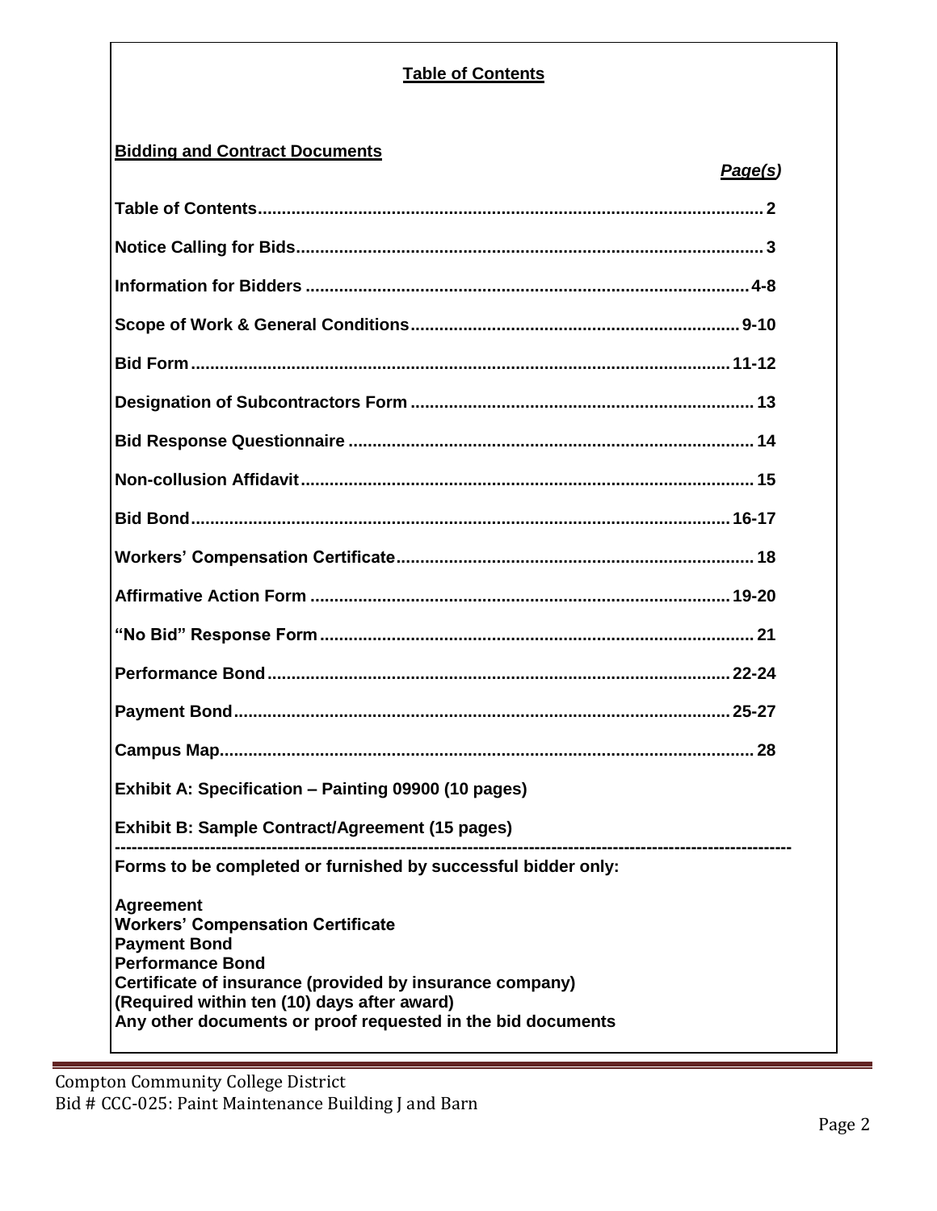## Table of Contents

### Bidding and Contract Documents

| | *Page(s)* |
|---|---|
| **Table of Contents** | **2** |
| **Notice Calling for Bids** | **3** |
| **Information for Bidders** | **4-8** |
| **Scope of Work & General Conditions** | **9-10** |
| **Bid Form** | **11-12** |
| **Designation of Subcontractors Form** | **13** |
| **Bid Response Questionnaire** | **14** |
| **Non-collusion Affidavit** | **15** |
| **Bid Bond** | **16-17** |
| **Workers' Compensation Certificate** | **18** |
| **Affirmative Action Form** | **19-20** |
| **"No Bid" Response Form** | **21** |
| **Performance Bond** | **22-24** |
| **Payment Bond** | **25-27** |
| **Campus Map** | **28** |

**Exhibit A: Specification – Painting 09900 (10 pages)**

**Exhibit B: Sample Contract/Agreement (15 pages)**

---

**Forms to be completed or furnished by successful bidder only:**

**Agreement**
**Workers' Compensation Certificate**
**Payment Bond**
**Performance Bond**
**Certificate of insurance (provided by insurance company)**
**(Required within ten (10) days after award)**
**Any other documents or proof requested in the bid documents**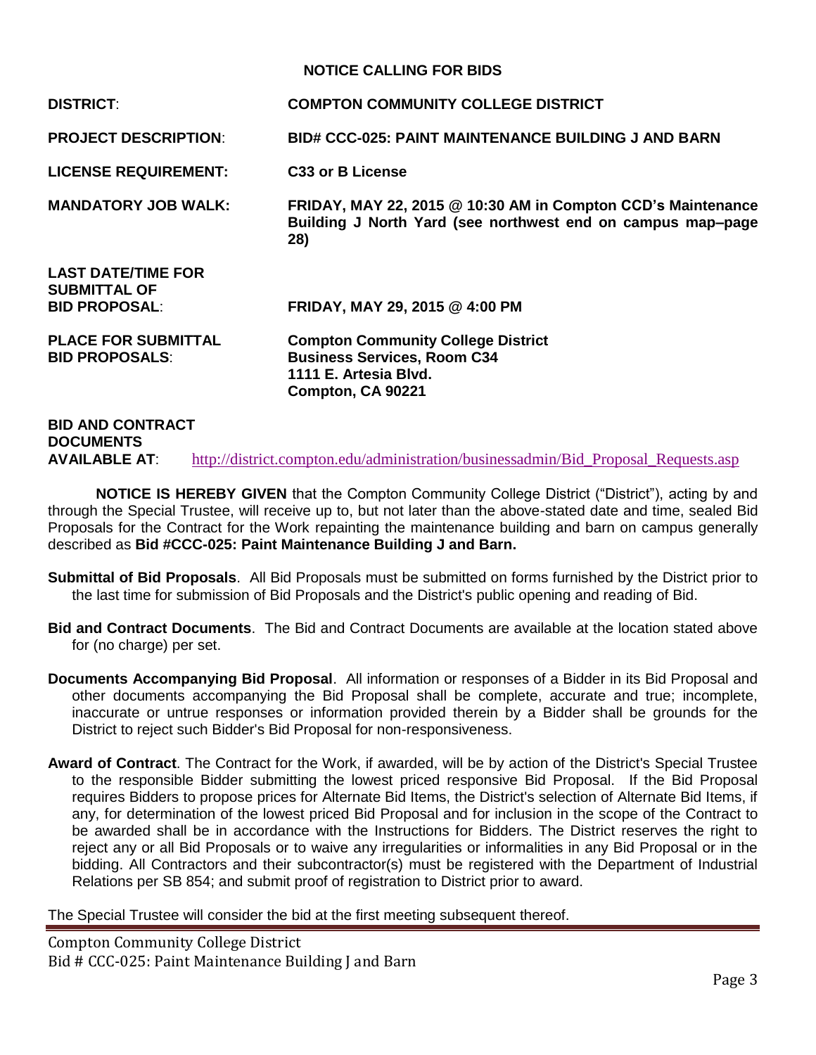# NOTICE CALLING FOR BIDS

**DISTRICT**: **COMPTON COMMUNITY COLLEGE DISTRICT**

**PROJECT DESCRIPTION**: **BID# CCC-025: PAINT MAINTENANCE BUILDING J AND BARN**

**LICENSE REQUIREMENT:** **C33 or B License**

**MANDATORY JOB WALK:** **FRIDAY, MAY 22, 2015 @ 10:30 AM in Compton CCD's Maintenance Building J North Yard (see northwest end on campus map–page 28)**

**LAST DATE/TIME FOR SUBMITTAL OF BID PROPOSAL**: **FRIDAY, MAY 29, 2015 @ 4:00 PM**

**PLACE FOR SUBMITTAL BID PROPOSALS**: **Compton Community College District**
**Business Services, Room C34**
**1111 E. Artesia Blvd.**
**Compton, CA 90221**

**BID AND CONTRACT DOCUMENTS AVAILABLE AT**: http://district.compton.edu/administration/businessadmin/Bid_Proposal_Requests.asp

**NOTICE IS HEREBY GIVEN** that the Compton Community College District ("District"), acting by and through the Special Trustee, will receive up to, but not later than the above-stated date and time, sealed Bid Proposals for the Contract for the Work repainting the maintenance building and barn on campus generally described as **Bid #CCC-025: Paint Maintenance Building J and Barn.**

**Submittal of Bid Proposals**. All Bid Proposals must be submitted on forms furnished by the District prior to the last time for submission of Bid Proposals and the District's public opening and reading of Bid.

**Bid and Contract Documents**. The Bid and Contract Documents are available at the location stated above for (no charge) per set.

**Documents Accompanying Bid Proposal**. All information or responses of a Bidder in its Bid Proposal and other documents accompanying the Bid Proposal shall be complete, accurate and true; incomplete, inaccurate or untrue responses or information provided therein by a Bidder shall be grounds for the District to reject such Bidder's Bid Proposal for non-responsiveness.

**Award of Contract**. The Contract for the Work, if awarded, will be by action of the District's Special Trustee to the responsible Bidder submitting the lowest priced responsive Bid Proposal. If the Bid Proposal requires Bidders to propose prices for Alternate Bid Items, the District's selection of Alternate Bid Items, if any, for determination of the lowest priced Bid Proposal and for inclusion in the scope of the Contract to be awarded shall be in accordance with the Instructions for Bidders. The District reserves the right to reject any or all Bid Proposals or to waive any irregularities or informalities in any Bid Proposal or in the bidding. All Contractors and their subcontractor(s) must be registered with the Department of Industrial Relations per SB 854; and submit proof of registration to District prior to award.

The Special Trustee will consider the bid at the first meeting subsequent thereof.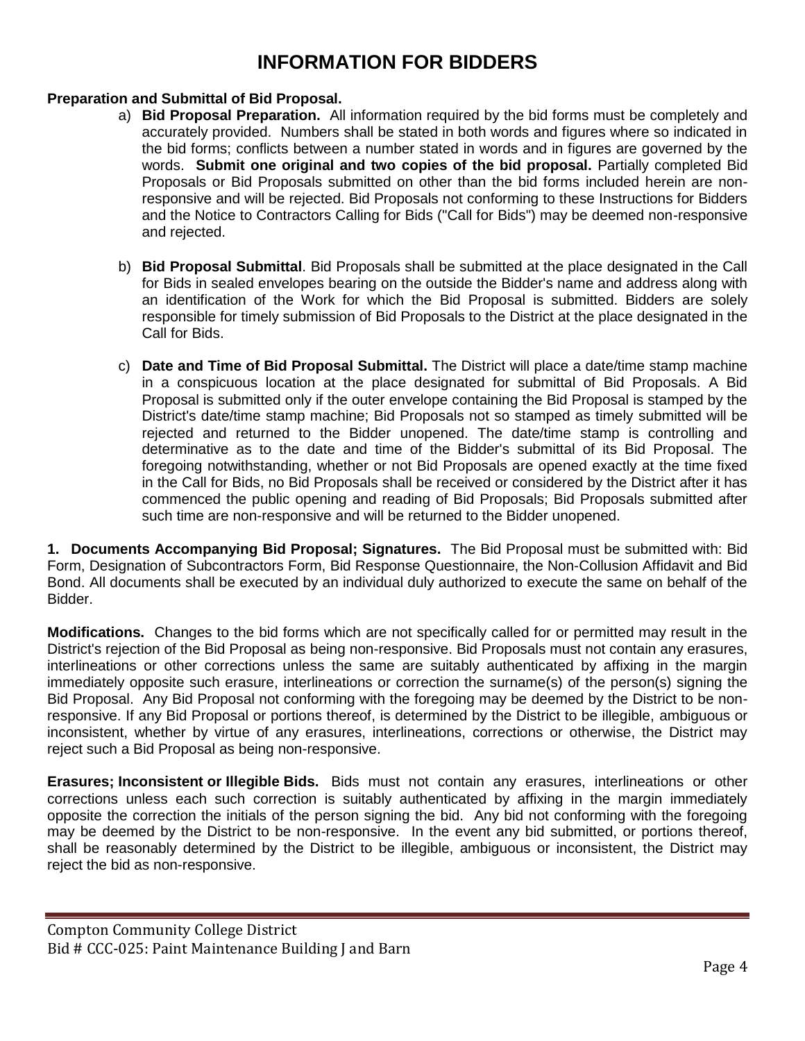# INFORMATION FOR BIDDERS

**Preparation and Submittal of Bid Proposal.**

a) **Bid Proposal Preparation.** All information required by the bid forms must be completely and accurately provided. Numbers shall be stated in both words and figures where so indicated in the bid forms; conflicts between a number stated in words and in figures are governed by the words. **Submit one original and two copies of the bid proposal.** Partially completed Bid Proposals or Bid Proposals submitted on other than the bid forms included herein are non-responsive and will be rejected. Bid Proposals not conforming to these Instructions for Bidders and the Notice to Contractors Calling for Bids ("Call for Bids") may be deemed non-responsive and rejected.

b) **Bid Proposal Submittal**. Bid Proposals shall be submitted at the place designated in the Call for Bids in sealed envelopes bearing on the outside the Bidder's name and address along with an identification of the Work for which the Bid Proposal is submitted. Bidders are solely responsible for timely submission of Bid Proposals to the District at the place designated in the Call for Bids.

c) **Date and Time of Bid Proposal Submittal.** The District will place a date/time stamp machine in a conspicuous location at the place designated for submittal of Bid Proposals. A Bid Proposal is submitted only if the outer envelope containing the Bid Proposal is stamped by the District's date/time stamp machine; Bid Proposals not so stamped as timely submitted will be rejected and returned to the Bidder unopened. The date/time stamp is controlling and determinative as to the date and time of the Bidder's submittal of its Bid Proposal. The foregoing notwithstanding, whether or not Bid Proposals are opened exactly at the time fixed in the Call for Bids, no Bid Proposals shall be received or considered by the District after it has commenced the public opening and reading of Bid Proposals; Bid Proposals submitted after such time are non-responsive and will be returned to the Bidder unopened.

**1. Documents Accompanying Bid Proposal; Signatures.** The Bid Proposal must be submitted with: Bid Form, Designation of Subcontractors Form, Bid Response Questionnaire, the Non-Collusion Affidavit and Bid Bond. All documents shall be executed by an individual duly authorized to execute the same on behalf of the Bidder.

**Modifications.** Changes to the bid forms which are not specifically called for or permitted may result in the District's rejection of the Bid Proposal as being non-responsive. Bid Proposals must not contain any erasures, interlineations or other corrections unless the same are suitably authenticated by affixing in the margin immediately opposite such erasure, interlineations or correction the surname(s) of the person(s) signing the Bid Proposal. Any Bid Proposal not conforming with the foregoing may be deemed by the District to be non-responsive. If any Bid Proposal or portions thereof, is determined by the District to be illegible, ambiguous or inconsistent, whether by virtue of any erasures, interlineations, corrections or otherwise, the District may reject such a Bid Proposal as being non-responsive.

**Erasures; Inconsistent or Illegible Bids.** Bids must not contain any erasures, interlineations or other corrections unless each such correction is suitably authenticated by affixing in the margin immediately opposite the correction the initials of the person signing the bid. Any bid not conforming with the foregoing may be deemed by the District to be non-responsive. In the event any bid submitted, or portions thereof, shall be reasonably determined by the District to be illegible, ambiguous or inconsistent, the District may reject the bid as non-responsive.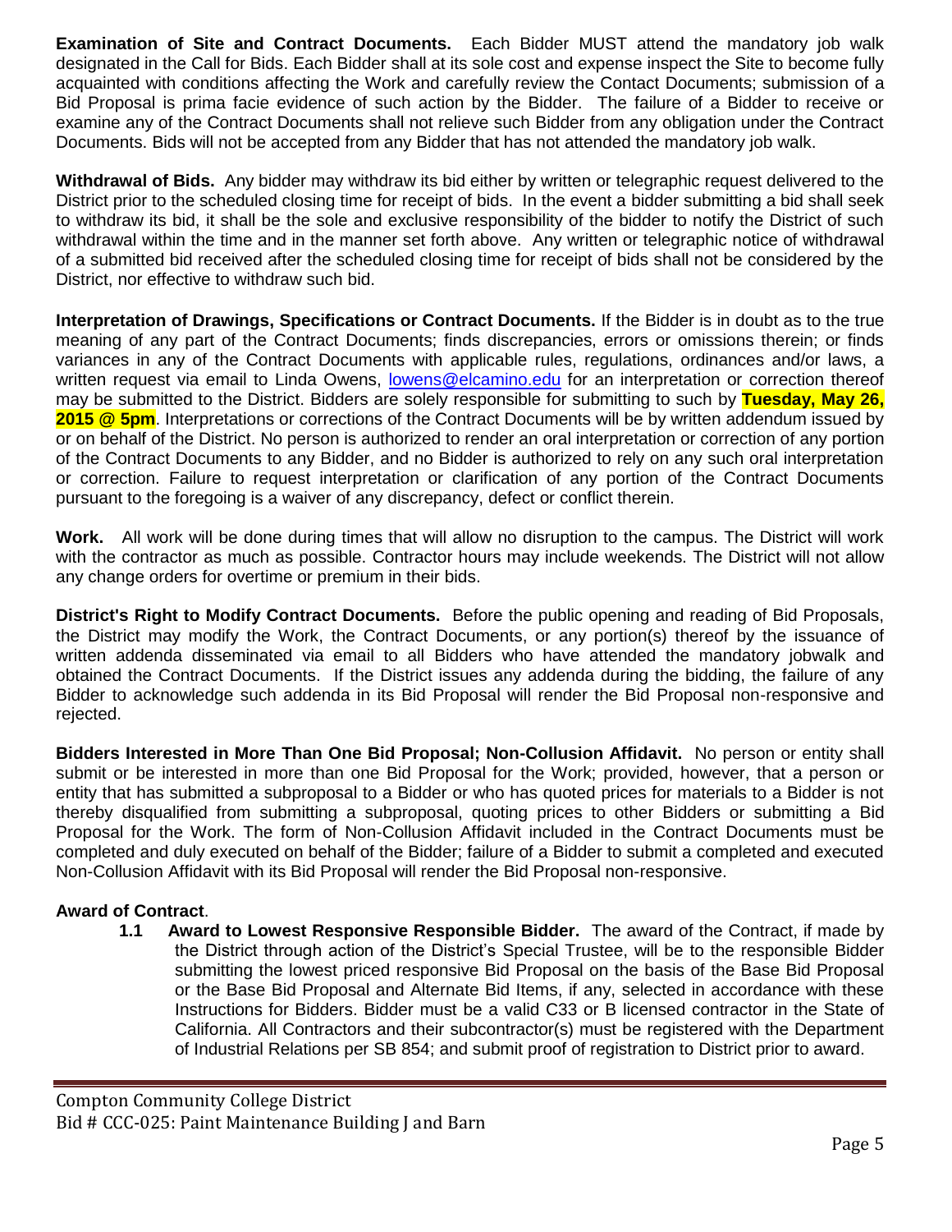**Examination of Site and Contract Documents.** Each Bidder MUST attend the mandatory job walk designated in the Call for Bids. Each Bidder shall at its sole cost and expense inspect the Site to become fully acquainted with conditions affecting the Work and carefully review the Contact Documents; submission of a Bid Proposal is prima facie evidence of such action by the Bidder. The failure of a Bidder to receive or examine any of the Contract Documents shall not relieve such Bidder from any obligation under the Contract Documents. Bids will not be accepted from any Bidder that has not attended the mandatory job walk.

**Withdrawal of Bids.** Any bidder may withdraw its bid either by written or telegraphic request delivered to the District prior to the scheduled closing time for receipt of bids. In the event a bidder submitting a bid shall seek to withdraw its bid, it shall be the sole and exclusive responsibility of the bidder to notify the District of such withdrawal within the time and in the manner set forth above. Any written or telegraphic notice of withdrawal of a submitted bid received after the scheduled closing time for receipt of bids shall not be considered by the District, nor effective to withdraw such bid.

**Interpretation of Drawings, Specifications or Contract Documents.** If the Bidder is in doubt as to the true meaning of any part of the Contract Documents; finds discrepancies, errors or omissions therein; or finds variances in any of the Contract Documents with applicable rules, regulations, ordinances and/or laws, a written request via email to Linda Owens, lowens@elcamino.edu for an interpretation or correction thereof may be submitted to the District. Bidders are solely responsible for submitting to such by **Tuesday, May 26, 2015 @ 5pm**. Interpretations or corrections of the Contract Documents will be by written addendum issued by or on behalf of the District. No person is authorized to render an oral interpretation or correction of any portion of the Contract Documents to any Bidder, and no Bidder is authorized to rely on any such oral interpretation or correction. Failure to request interpretation or clarification of any portion of the Contract Documents pursuant to the foregoing is a waiver of any discrepancy, defect or conflict therein.

**Work.** All work will be done during times that will allow no disruption to the campus. The District will work with the contractor as much as possible. Contractor hours may include weekends. The District will not allow any change orders for overtime or premium in their bids.

**District's Right to Modify Contract Documents.** Before the public opening and reading of Bid Proposals, the District may modify the Work, the Contract Documents, or any portion(s) thereof by the issuance of written addenda disseminated via email to all Bidders who have attended the mandatory jobwalk and obtained the Contract Documents. If the District issues any addenda during the bidding, the failure of any Bidder to acknowledge such addenda in its Bid Proposal will render the Bid Proposal non-responsive and rejected.

**Bidders Interested in More Than One Bid Proposal; Non-Collusion Affidavit.** No person or entity shall submit or be interested in more than one Bid Proposal for the Work; provided, however, that a person or entity that has submitted a subproposal to a Bidder or who has quoted prices for materials to a Bidder is not thereby disqualified from submitting a subproposal, quoting prices to other Bidders or submitting a Bid Proposal for the Work. The form of Non-Collusion Affidavit included in the Contract Documents must be completed and duly executed on behalf of the Bidder; failure of a Bidder to submit a completed and executed Non-Collusion Affidavit with its Bid Proposal will render the Bid Proposal non-responsive.

**Award of Contract**.

**1.1 Award to Lowest Responsive Responsible Bidder.** The award of the Contract, if made by the District through action of the District's Special Trustee, will be to the responsible Bidder submitting the lowest priced responsive Bid Proposal on the basis of the Base Bid Proposal or the Base Bid Proposal and Alternate Bid Items, if any, selected in accordance with these Instructions for Bidders. Bidder must be a valid C33 or B licensed contractor in the State of California. All Contractors and their subcontractor(s) must be registered with the Department of Industrial Relations per SB 854; and submit proof of registration to District prior to award.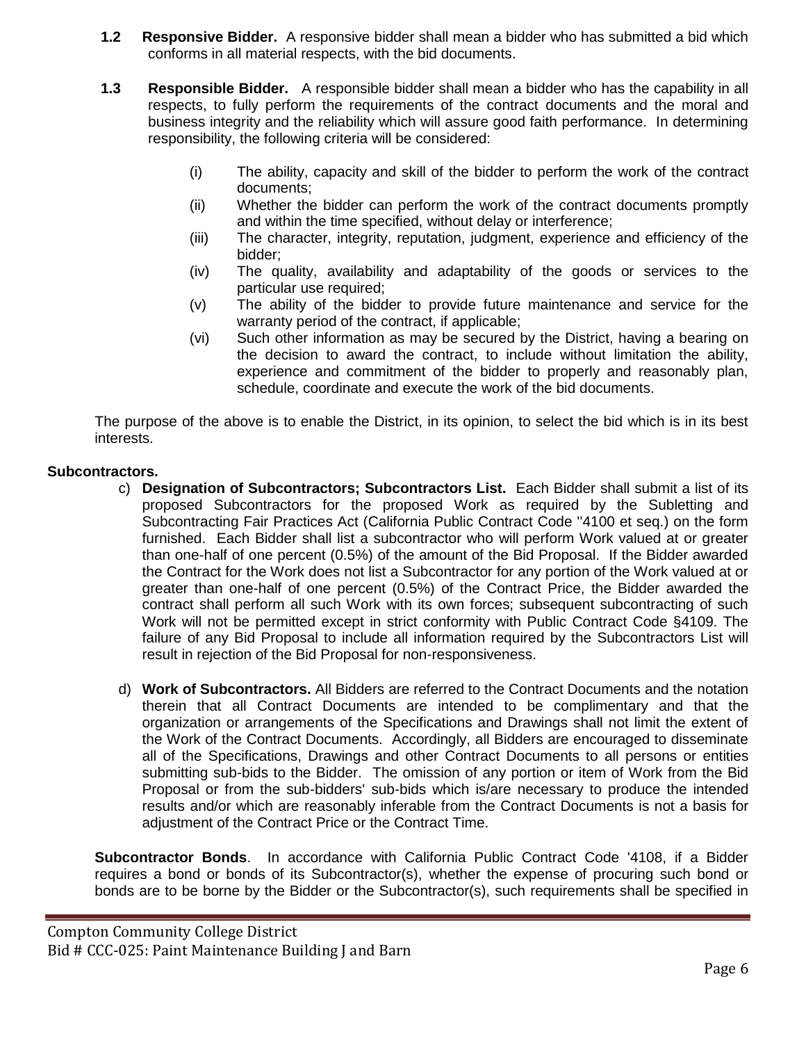**1.2 Responsive Bidder.** A responsive bidder shall mean a bidder who has submitted a bid which conforms in all material respects, with the bid documents.

**1.3 Responsible Bidder.** A responsible bidder shall mean a bidder who has the capability in all respects, to fully perform the requirements of the contract documents and the moral and business integrity and the reliability which will assure good faith performance. In determining responsibility, the following criteria will be considered:

- (i) The ability, capacity and skill of the bidder to perform the work of the contract documents;
- (ii) Whether the bidder can perform the work of the contract documents promptly and within the time specified, without delay or interference;
- (iii) The character, integrity, reputation, judgment, experience and efficiency of the bidder;
- (iv) The quality, availability and adaptability of the goods or services to the particular use required;
- (v) The ability of the bidder to provide future maintenance and service for the warranty period of the contract, if applicable;
- (vi) Such other information as may be secured by the District, having a bearing on the decision to award the contract, to include without limitation the ability, experience and commitment of the bidder to properly and reasonably plan, schedule, coordinate and execute the work of the bid documents.

The purpose of the above is to enable the District, in its opinion, to select the bid which is in its best interests.

**Subcontractors.**

c) **Designation of Subcontractors; Subcontractors List.** Each Bidder shall submit a list of its proposed Subcontractors for the proposed Work as required by the Subletting and Subcontracting Fair Practices Act (California Public Contract Code ''4100 et seq.) on the form furnished. Each Bidder shall list a subcontractor who will perform Work valued at or greater than one-half of one percent (0.5%) of the amount of the Bid Proposal. If the Bidder awarded the Contract for the Work does not list a Subcontractor for any portion of the Work valued at or greater than one-half of one percent (0.5%) of the Contract Price, the Bidder awarded the contract shall perform all such Work with its own forces; subsequent subcontracting of such Work will not be permitted except in strict conformity with Public Contract Code §4109. The failure of any Bid Proposal to include all information required by the Subcontractors List will result in rejection of the Bid Proposal for non-responsiveness.

d) **Work of Subcontractors.** All Bidders are referred to the Contract Documents and the notation therein that all Contract Documents are intended to be complimentary and that the organization or arrangements of the Specifications and Drawings shall not limit the extent of the Work of the Contract Documents. Accordingly, all Bidders are encouraged to disseminate all of the Specifications, Drawings and other Contract Documents to all persons or entities submitting sub-bids to the Bidder. The omission of any portion or item of Work from the Bid Proposal or from the sub-bidders' sub-bids which is/are necessary to produce the intended results and/or which are reasonably inferable from the Contract Documents is not a basis for adjustment of the Contract Price or the Contract Time.

**Subcontractor Bonds**. In accordance with California Public Contract Code '4108, if a Bidder requires a bond or bonds of its Subcontractor(s), whether the expense of procuring such bond or bonds are to be borne by the Bidder or the Subcontractor(s), such requirements shall be specified in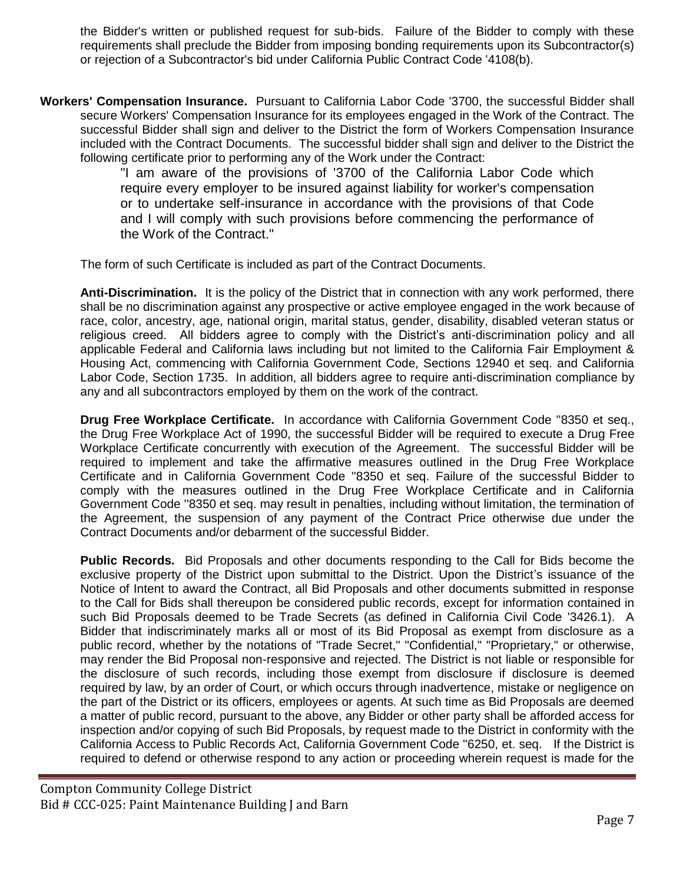the Bidder's written or published request for sub-bids. Failure of the Bidder to comply with these requirements shall preclude the Bidder from imposing bonding requirements upon its Subcontractor(s) or rejection of a Subcontractor's bid under California Public Contract Code '4108(b).

**Workers' Compensation Insurance.** Pursuant to California Labor Code '3700, the successful Bidder shall secure Workers' Compensation Insurance for its employees engaged in the Work of the Contract. The successful Bidder shall sign and deliver to the District the form of Workers Compensation Insurance included with the Contract Documents. The successful bidder shall sign and deliver to the District the following certificate prior to performing any of the Work under the Contract:

> "I am aware of the provisions of '3700 of the California Labor Code which require every employer to be insured against liability for worker's compensation or to undertake self-insurance in accordance with the provisions of that Code and I will comply with such provisions before commencing the performance of the Work of the Contract."

The form of such Certificate is included as part of the Contract Documents.

**Anti-Discrimination.** It is the policy of the District that in connection with any work performed, there shall be no discrimination against any prospective or active employee engaged in the work because of race, color, ancestry, age, national origin, marital status, gender, disability, disabled veteran status or religious creed. All bidders agree to comply with the District's anti-discrimination policy and all applicable Federal and California laws including but not limited to the California Fair Employment & Housing Act, commencing with California Government Code, Sections 12940 et seq. and California Labor Code, Section 1735. In addition, all bidders agree to require anti-discrimination compliance by any and all subcontractors employed by them on the work of the contract.

**Drug Free Workplace Certificate.** In accordance with California Government Code ''8350 et seq., the Drug Free Workplace Act of 1990, the successful Bidder will be required to execute a Drug Free Workplace Certificate concurrently with execution of the Agreement. The successful Bidder will be required to implement and take the affirmative measures outlined in the Drug Free Workplace Certificate and in California Government Code ''8350 et seq. Failure of the successful Bidder to comply with the measures outlined in the Drug Free Workplace Certificate and in California Government Code ''8350 et seq. may result in penalties, including without limitation, the termination of the Agreement, the suspension of any payment of the Contract Price otherwise due under the Contract Documents and/or debarment of the successful Bidder.

**Public Records.** Bid Proposals and other documents responding to the Call for Bids become the exclusive property of the District upon submittal to the District. Upon the District's issuance of the Notice of Intent to award the Contract, all Bid Proposals and other documents submitted in response to the Call for Bids shall thereupon be considered public records, except for information contained in such Bid Proposals deemed to be Trade Secrets (as defined in California Civil Code '3426.1). A Bidder that indiscriminately marks all or most of its Bid Proposal as exempt from disclosure as a public record, whether by the notations of "Trade Secret," "Confidential," "Proprietary," or otherwise, may render the Bid Proposal non-responsive and rejected. The District is not liable or responsible for the disclosure of such records, including those exempt from disclosure if disclosure is deemed required by law, by an order of Court, or which occurs through inadvertence, mistake or negligence on the part of the District or its officers, employees or agents. At such time as Bid Proposals are deemed a matter of public record, pursuant to the above, any Bidder or other party shall be afforded access for inspection and/or copying of such Bid Proposals, by request made to the District in conformity with the California Access to Public Records Act, California Government Code ''6250, et. seq. If the District is required to defend or otherwise respond to any action or proceeding wherein request is made for the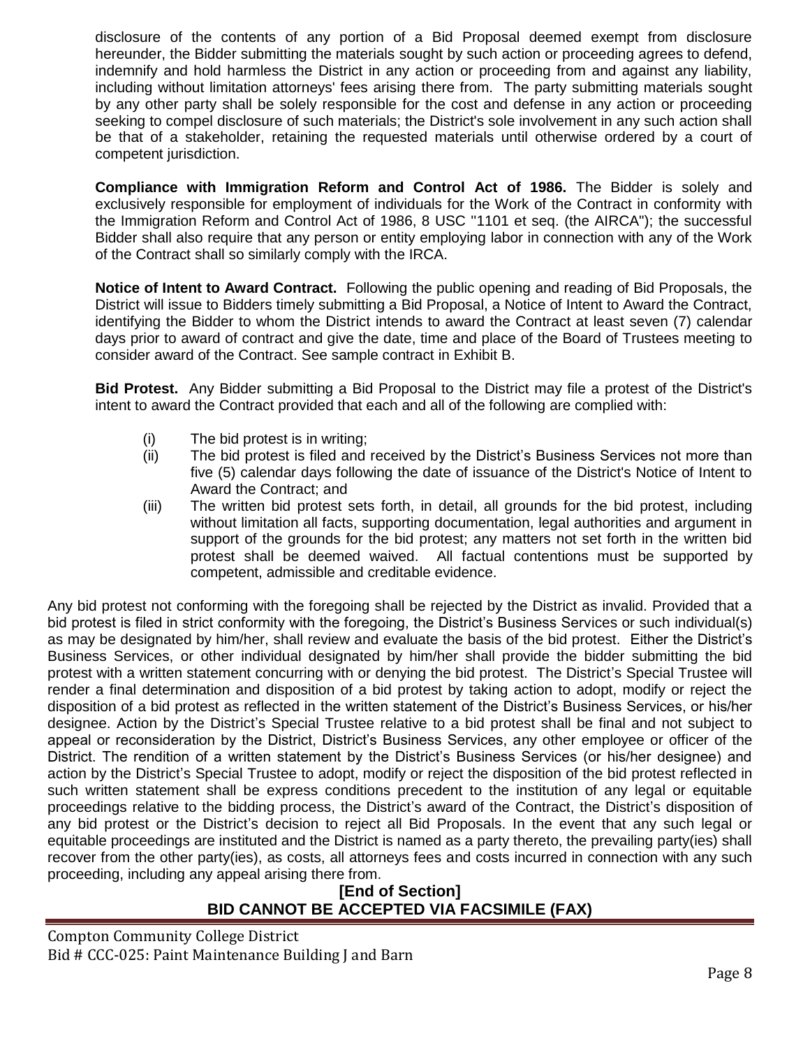disclosure of the contents of any portion of a Bid Proposal deemed exempt from disclosure hereunder, the Bidder submitting the materials sought by such action or proceeding agrees to defend, indemnify and hold harmless the District in any action or proceeding from and against any liability, including without limitation attorneys' fees arising there from. The party submitting materials sought by any other party shall be solely responsible for the cost and defense in any action or proceeding seeking to compel disclosure of such materials; the District's sole involvement in any such action shall be that of a stakeholder, retaining the requested materials until otherwise ordered by a court of competent jurisdiction.

**Compliance with Immigration Reform and Control Act of 1986.** The Bidder is solely and exclusively responsible for employment of individuals for the Work of the Contract in conformity with the Immigration Reform and Control Act of 1986, 8 USC "1101 et seq. (the AIRCA"); the successful Bidder shall also require that any person or entity employing labor in connection with any of the Work of the Contract shall so similarly comply with the IRCA.

**Notice of Intent to Award Contract.** Following the public opening and reading of Bid Proposals, the District will issue to Bidders timely submitting a Bid Proposal, a Notice of Intent to Award the Contract, identifying the Bidder to whom the District intends to award the Contract at least seven (7) calendar days prior to award of contract and give the date, time and place of the Board of Trustees meeting to consider award of the Contract. See sample contract in Exhibit B.

**Bid Protest.** Any Bidder submitting a Bid Proposal to the District may file a protest of the District's intent to award the Contract provided that each and all of the following are complied with:

- (i) The bid protest is in writing;
- (ii) The bid protest is filed and received by the District's Business Services not more than five (5) calendar days following the date of issuance of the District's Notice of Intent to Award the Contract; and
- (iii) The written bid protest sets forth, in detail, all grounds for the bid protest, including without limitation all facts, supporting documentation, legal authorities and argument in support of the grounds for the bid protest; any matters not set forth in the written bid protest shall be deemed waived. All factual contentions must be supported by competent, admissible and creditable evidence.

Any bid protest not conforming with the foregoing shall be rejected by the District as invalid. Provided that a bid protest is filed in strict conformity with the foregoing, the District's Business Services or such individual(s) as may be designated by him/her, shall review and evaluate the basis of the bid protest. Either the District's Business Services, or other individual designated by him/her shall provide the bidder submitting the bid protest with a written statement concurring with or denying the bid protest. The District's Special Trustee will render a final determination and disposition of a bid protest by taking action to adopt, modify or reject the disposition of a bid protest as reflected in the written statement of the District's Business Services, or his/her designee. Action by the District's Special Trustee relative to a bid protest shall be final and not subject to appeal or reconsideration by the District, District's Business Services, any other employee or officer of the District. The rendition of a written statement by the District's Business Services (or his/her designee) and action by the District's Special Trustee to adopt, modify or reject the disposition of the bid protest reflected in such written statement shall be express conditions precedent to the institution of any legal or equitable proceedings relative to the bidding process, the District's award of the Contract, the District's disposition of any bid protest or the District's decision to reject all Bid Proposals. In the event that any such legal or equitable proceedings are instituted and the District is named as a party thereto, the prevailing party(ies) shall recover from the other party(ies), as costs, all attorneys fees and costs incurred in connection with any such proceeding, including any appeal arising there from.

**[End of Section]**

**BID CANNOT BE ACCEPTED VIA FACSIMILE (FAX)**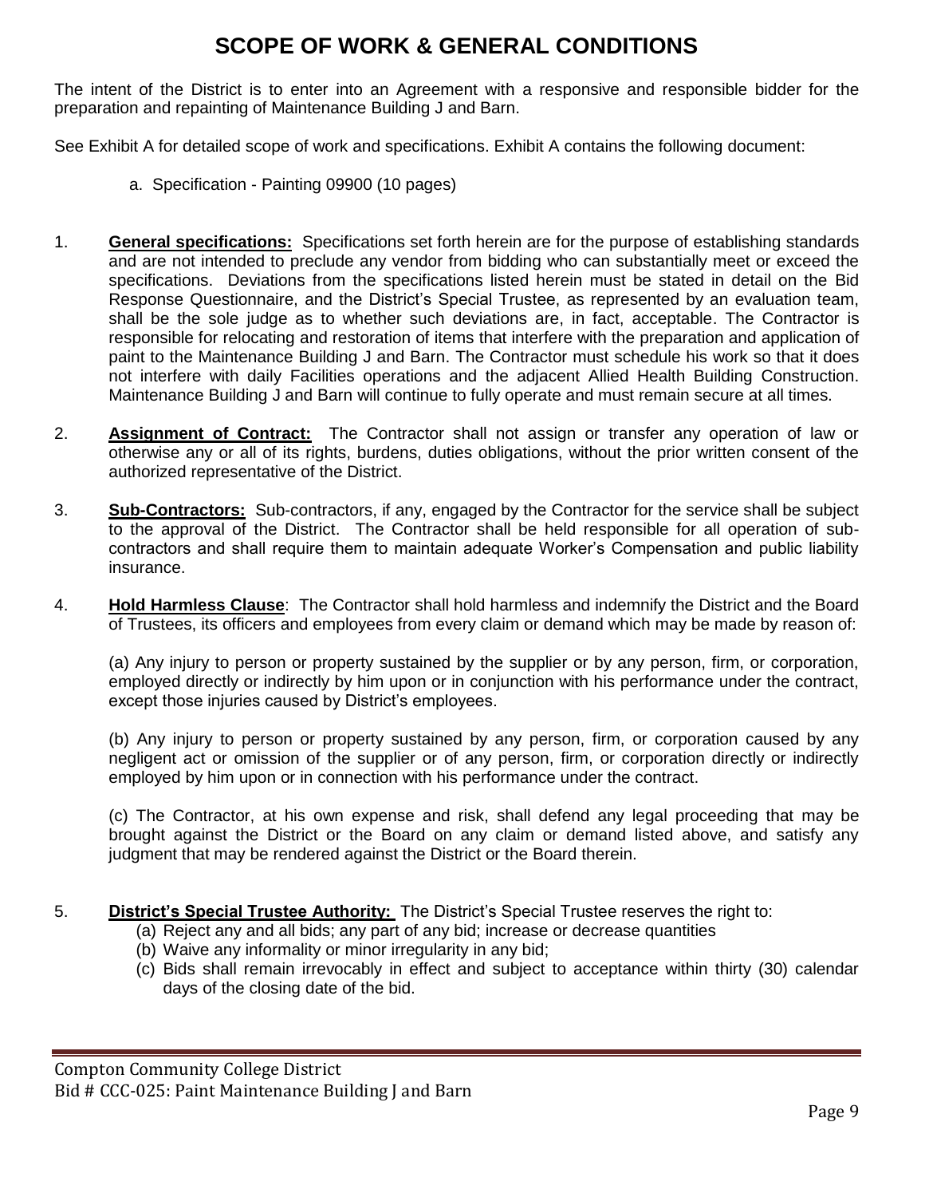# SCOPE OF WORK & GENERAL CONDITIONS

The intent of the District is to enter into an Agreement with a responsive and responsible bidder for the preparation and repainting of Maintenance Building J and Barn.

See Exhibit A for detailed scope of work and specifications. Exhibit A contains the following document:

a. Specification - Painting 09900 (10 pages)

1. **General specifications:** Specifications set forth herein are for the purpose of establishing standards and are not intended to preclude any vendor from bidding who can substantially meet or exceed the specifications. Deviations from the specifications listed herein must be stated in detail on the Bid Response Questionnaire, and the District's Special Trustee, as represented by an evaluation team, shall be the sole judge as to whether such deviations are, in fact, acceptable. The Contractor is responsible for relocating and restoration of items that interfere with the preparation and application of paint to the Maintenance Building J and Barn. The Contractor must schedule his work so that it does not interfere with daily Facilities operations and the adjacent Allied Health Building Construction. Maintenance Building J and Barn will continue to fully operate and must remain secure at all times.

2. **Assignment of Contract:** The Contractor shall not assign or transfer any operation of law or otherwise any or all of its rights, burdens, duties obligations, without the prior written consent of the authorized representative of the District.

3. **Sub-Contractors:** Sub-contractors, if any, engaged by the Contractor for the service shall be subject to the approval of the District. The Contractor shall be held responsible for all operation of sub-contractors and shall require them to maintain adequate Worker's Compensation and public liability insurance.

4. **Hold Harmless Clause**: The Contractor shall hold harmless and indemnify the District and the Board of Trustees, its officers and employees from every claim or demand which may be made by reason of:

   (a) Any injury to person or property sustained by the supplier or by any person, firm, or corporation, employed directly or indirectly by him upon or in conjunction with his performance under the contract, except those injuries caused by District's employees.

   (b) Any injury to person or property sustained by any person, firm, or corporation caused by any negligent act or omission of the supplier or of any person, firm, or corporation directly or indirectly employed by him upon or in connection with his performance under the contract.

   (c) The Contractor, at his own expense and risk, shall defend any legal proceeding that may be brought against the District or the Board on any claim or demand listed above, and satisfy any judgment that may be rendered against the District or the Board therein.

5. **District's Special Trustee Authority:** The District's Special Trustee reserves the right to:
   (a) Reject any and all bids; any part of any bid; increase or decrease quantities
   (b) Waive any informality or minor irregularity in any bid;
   (c) Bids shall remain irrevocably in effect and subject to acceptance within thirty (30) calendar days of the closing date of the bid.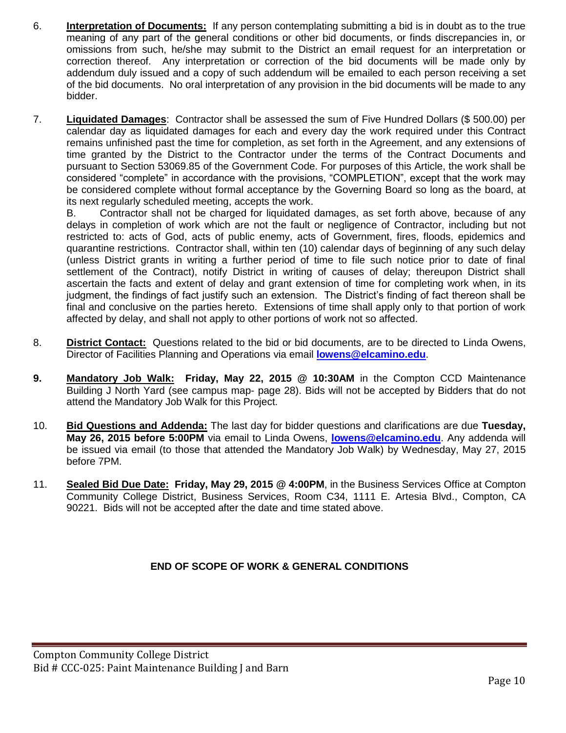6. **Interpretation of Documents:** If any person contemplating submitting a bid is in doubt as to the true meaning of any part of the general conditions or other bid documents, or finds discrepancies in, or omissions from such, he/she may submit to the District an email request for an interpretation or correction thereof. Any interpretation or correction of the bid documents will be made only by addendum duly issued and a copy of such addendum will be emailed to each person receiving a set of the bid documents. No oral interpretation of any provision in the bid documents will be made to any bidder.

7. **Liquidated Damages**: Contractor shall be assessed the sum of Five Hundred Dollars ($ 500.00) per calendar day as liquidated damages for each and every day the work required under this Contract remains unfinished past the time for completion, as set forth in the Agreement, and any extensions of time granted by the District to the Contractor under the terms of the Contract Documents and pursuant to Section 53069.85 of the Government Code. For purposes of this Article, the work shall be considered "complete" in accordance with the provisions, "COMPLETION", except that the work may be considered complete without formal acceptance by the Governing Board so long as the board, at its next regularly scheduled meeting, accepts the work.

   B. Contractor shall not be charged for liquidated damages, as set forth above, because of any delays in completion of work which are not the fault or negligence of Contractor, including but not restricted to: acts of God, acts of public enemy, acts of Government, fires, floods, epidemics and quarantine restrictions. Contractor shall, within ten (10) calendar days of beginning of any such delay (unless District grants in writing a further period of time to file such notice prior to date of final settlement of the Contract), notify District in writing of causes of delay; thereupon District shall ascertain the facts and extent of delay and grant extension of time for completing work when, in its judgment, the findings of fact justify such an extension. The District's finding of fact thereon shall be final and conclusive on the parties hereto. Extensions of time shall apply only to that portion of work affected by delay, and shall not apply to other portions of work not so affected.

8. **District Contact:** Questions related to the bid or bid documents, are to be directed to Linda Owens, Director of Facilities Planning and Operations via email **lowens@elcamino.edu**.

9. **Mandatory Job Walk: Friday, May 22, 2015 @ 10:30AM** in the Compton CCD Maintenance Building J North Yard (see campus map- page 28). Bids will not be accepted by Bidders that do not attend the Mandatory Job Walk for this Project.

10. **Bid Questions and Addenda:** The last day for bidder questions and clarifications are due **Tuesday, May 26, 2015 before 5:00PM** via email to Linda Owens, **lowens@elcamino.edu**. Any addenda will be issued via email (to those that attended the Mandatory Job Walk) by Wednesday, May 27, 2015 before 7PM.

11. **Sealed Bid Due Date: Friday, May 29, 2015 @ 4:00PM**, in the Business Services Office at Compton Community College District, Business Services, Room C34, 1111 E. Artesia Blvd., Compton, CA 90221. Bids will not be accepted after the date and time stated above.

**END OF SCOPE OF WORK & GENERAL CONDITIONS**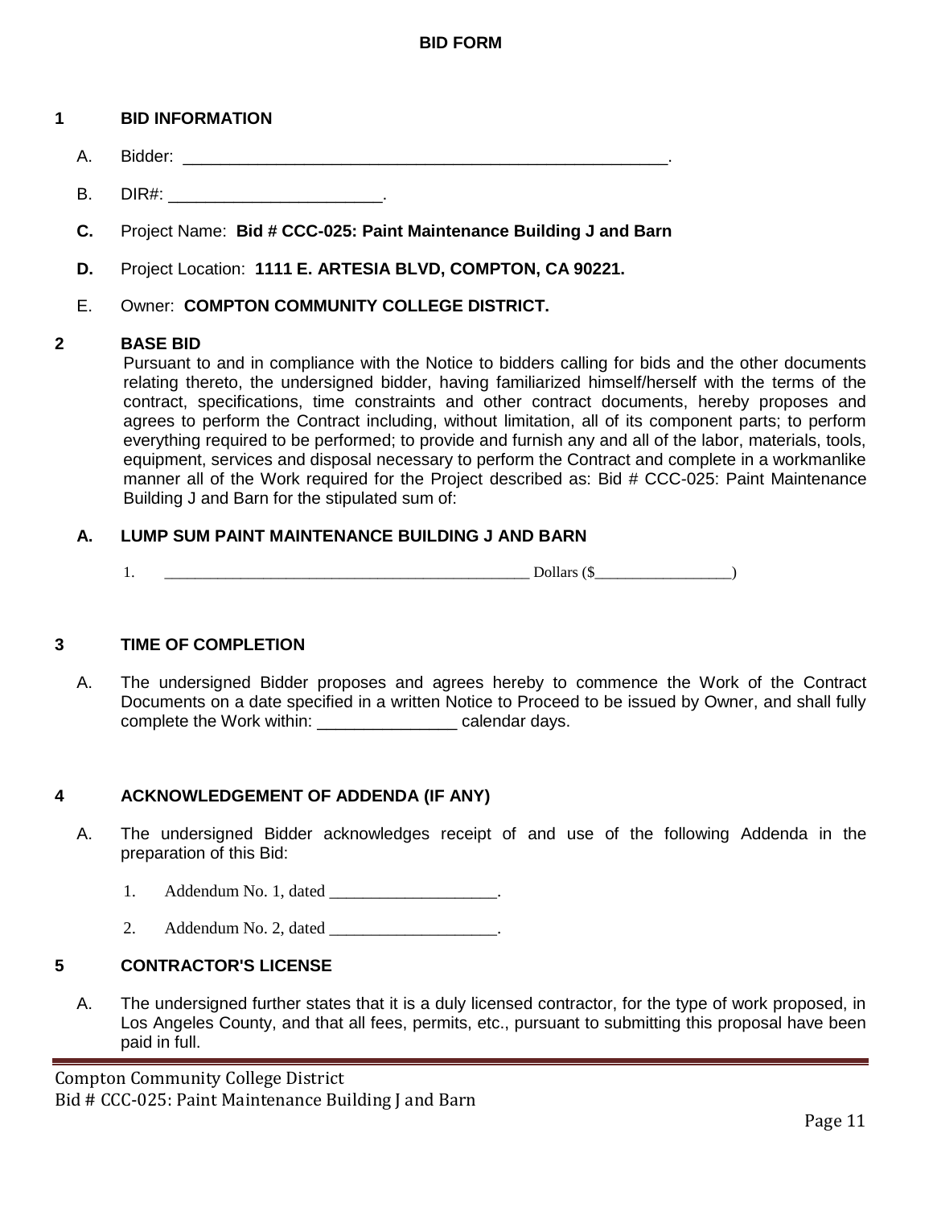# BID FORM

## 1 BID INFORMATION

A. Bidder: \_\_\_\_\_\_\_\_\_\_\_\_\_\_\_\_\_\_\_\_\_\_\_\_\_\_\_\_\_\_\_\_\_\_\_\_\_\_\_\_\_\_\_\_\_\_\_\_\_\_\_\_.

B. DIR#: \_\_\_\_\_\_\_\_\_\_\_\_\_\_\_\_\_\_\_\_\_\_\_.

**C.** Project Name: **Bid # CCC-025: Paint Maintenance Building J and Barn**

**D.** Project Location: **1111 E. ARTESIA BLVD, COMPTON, CA 90221.**

E. Owner: **COMPTON COMMUNITY COLLEGE DISTRICT.**

## 2 BASE BID

Pursuant to and in compliance with the Notice to bidders calling for bids and the other documents relating thereto, the undersigned bidder, having familiarized himself/herself with the terms of the contract, specifications, time constraints and other contract documents, hereby proposes and agrees to perform the Contract including, without limitation, all of its component parts; to perform everything required to be performed; to provide and furnish any and all of the labor, materials, tools, equipment, services and disposal necessary to perform the Contract and complete in a workmanlike manner all of the Work required for the Project described as: Bid # CCC-025: Paint Maintenance Building J and Barn for the stipulated sum of:

### A. LUMP SUM PAINT MAINTENANCE BUILDING J AND BARN

1. \_\_\_\_\_\_\_\_\_\_\_\_\_\_\_\_\_\_\_\_\_\_\_\_\_\_\_\_\_\_\_\_\_\_\_\_\_\_\_\_\_\_\_\_\_\_\_\_ Dollars ($\_\_\_\_\_\_\_\_\_\_\_\_\_\_\_\_\_\_)

## 3 TIME OF COMPLETION

A. The undersigned Bidder proposes and agrees hereby to commence the Work of the Contract Documents on a date specified in a written Notice to Proceed to be issued by Owner, and shall fully complete the Work within: \_\_\_\_\_\_\_\_\_\_\_\_\_\_\_ calendar days.

## 4 ACKNOWLEDGEMENT OF ADDENDA (IF ANY)

A. The undersigned Bidder acknowledges receipt of and use of the following Addenda in the preparation of this Bid:

1. Addendum No. 1, dated \_\_\_\_\_\_\_\_\_\_\_\_\_\_\_\_\_\_\_\_.
2. Addendum No. 2, dated \_\_\_\_\_\_\_\_\_\_\_\_\_\_\_\_\_\_\_\_.

## 5 CONTRACTOR'S LICENSE

A. The undersigned further states that it is a duly licensed contractor, for the type of work proposed, in Los Angeles County, and that all fees, permits, etc., pursuant to submitting this proposal have been paid in full.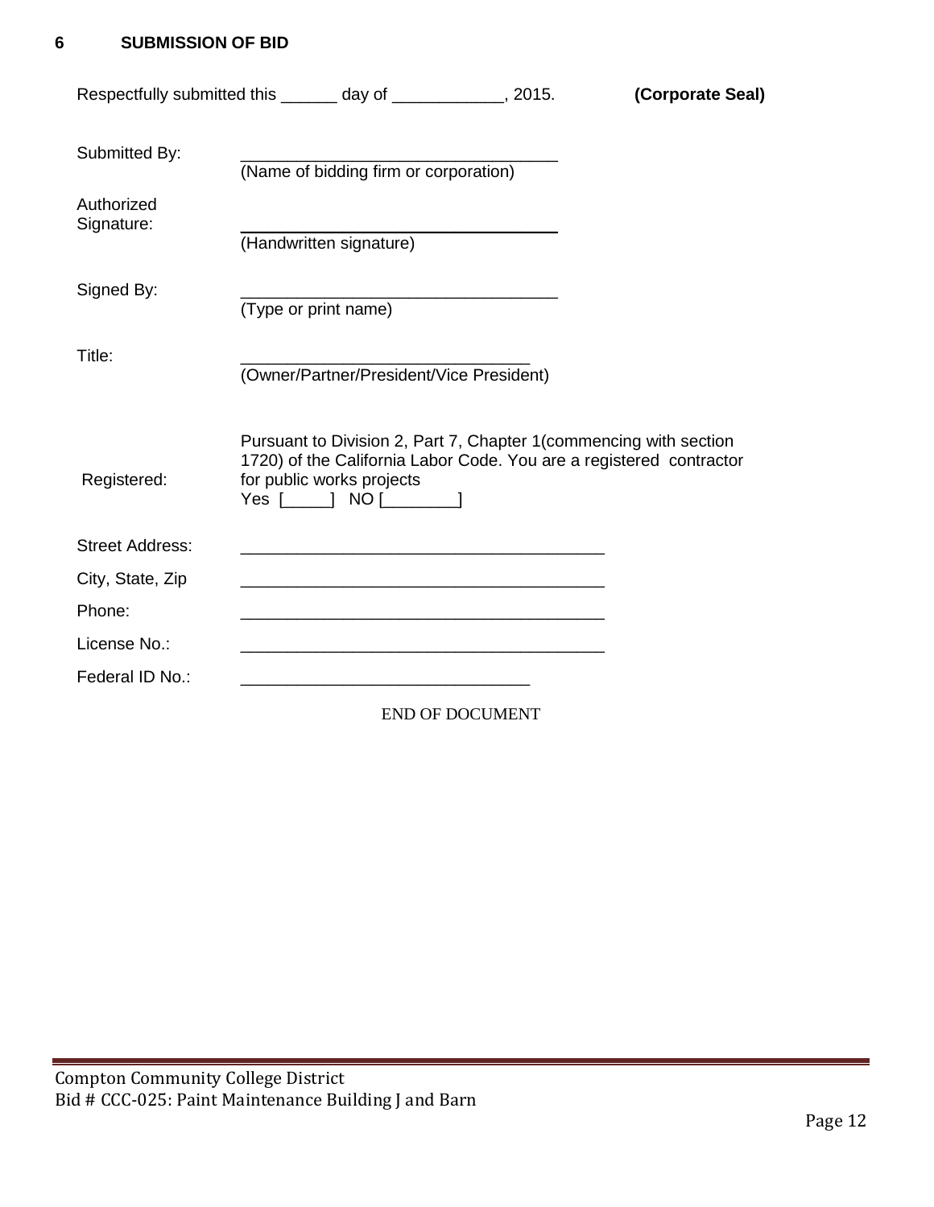# 6 SUBMISSION OF BID

Respectfully submitted this ______ day of ____________, 2015. **(Corporate Seal)**

Submitted By: ___________________________________
(Name of bidding firm or corporation)

Authorized Signature: ___________________________________
(Handwritten signature)

Signed By: ___________________________________
(Type or print name)

Title: _______________________________
(Owner/Partner/President/Vice President)

Registered: Pursuant to Division 2, Part 7, Chapter 1(commencing with section 1720) of the California Labor Code. You are a registered contractor for public works projects
Yes [_____] NO [________]

Street Address: ________________________________________

City, State, Zip ________________________________________

Phone: ________________________________________

License No.: ________________________________________

Federal ID No.: _______________________________

END OF DOCUMENT

Compton Community College District
Bid # CCC-025: Paint Maintenance Building J and Barn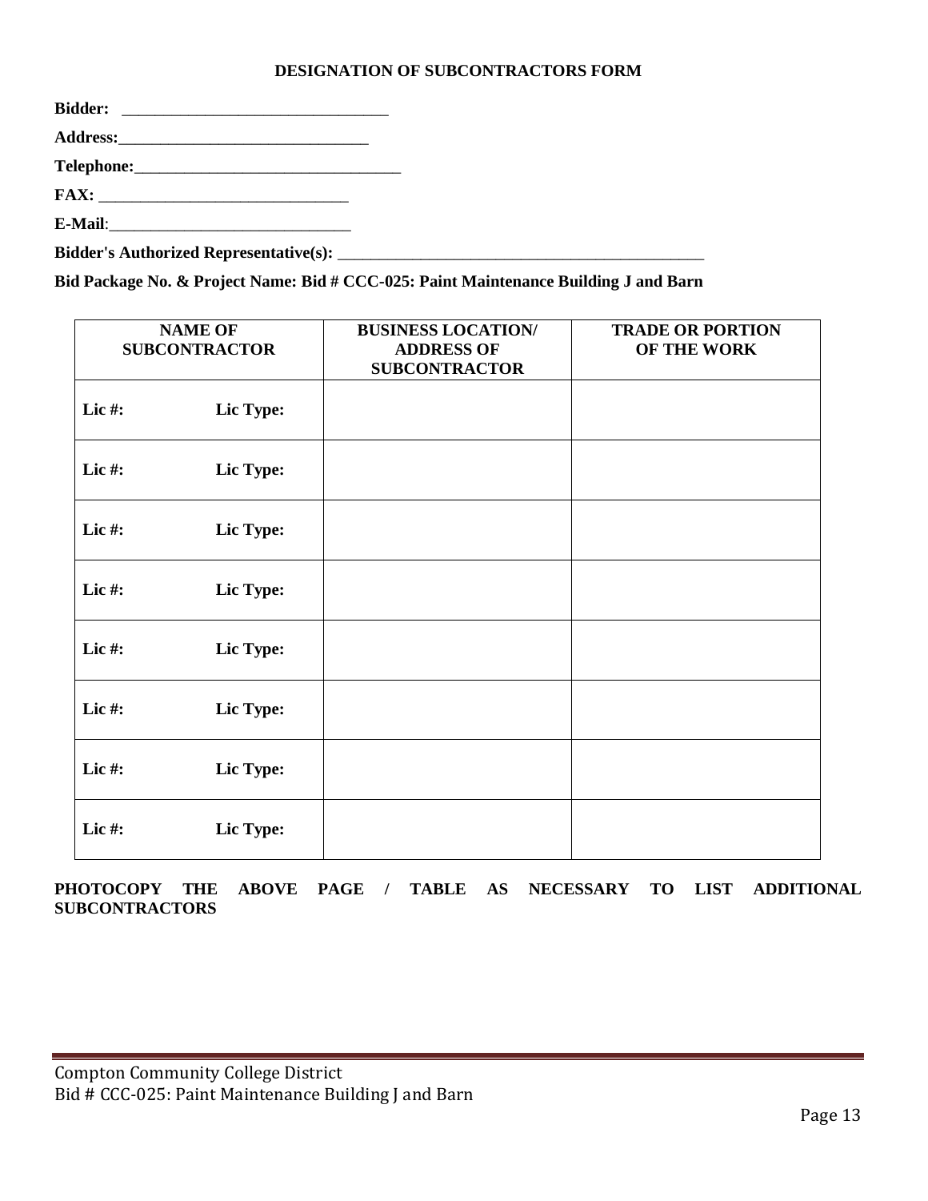## DESIGNATION OF SUBCONTRACTORS FORM

**Bidder:** ________________________________

**Address:**______________________________

**Telephone:**________________________________

**FAX:** ______________________________

**E-Mail**:______________________________

**Bidder's Authorized Representative(s):** ______________________________________________

**Bid Package No. & Project Name: Bid # CCC-025: Paint Maintenance Building J and Barn**

| NAME OF SUBCONTRACTOR | BUSINESS LOCATION/ ADDRESS OF SUBCONTRACTOR | TRADE OR PORTION OF THE WORK |
|---|---|---|
| **Lic #: Lic Type:** | | |
| **Lic #: Lic Type:** | | |
| **Lic #: Lic Type:** | | |
| **Lic #: Lic Type:** | | |
| **Lic #: Lic Type:** | | |
| **Lic #: Lic Type:** | | |
| **Lic #: Lic Type:** | | |
| **Lic #: Lic Type:** | | |

**PHOTOCOPY THE ABOVE PAGE / TABLE AS NECESSARY TO LIST ADDITIONAL SUBCONTRACTORS**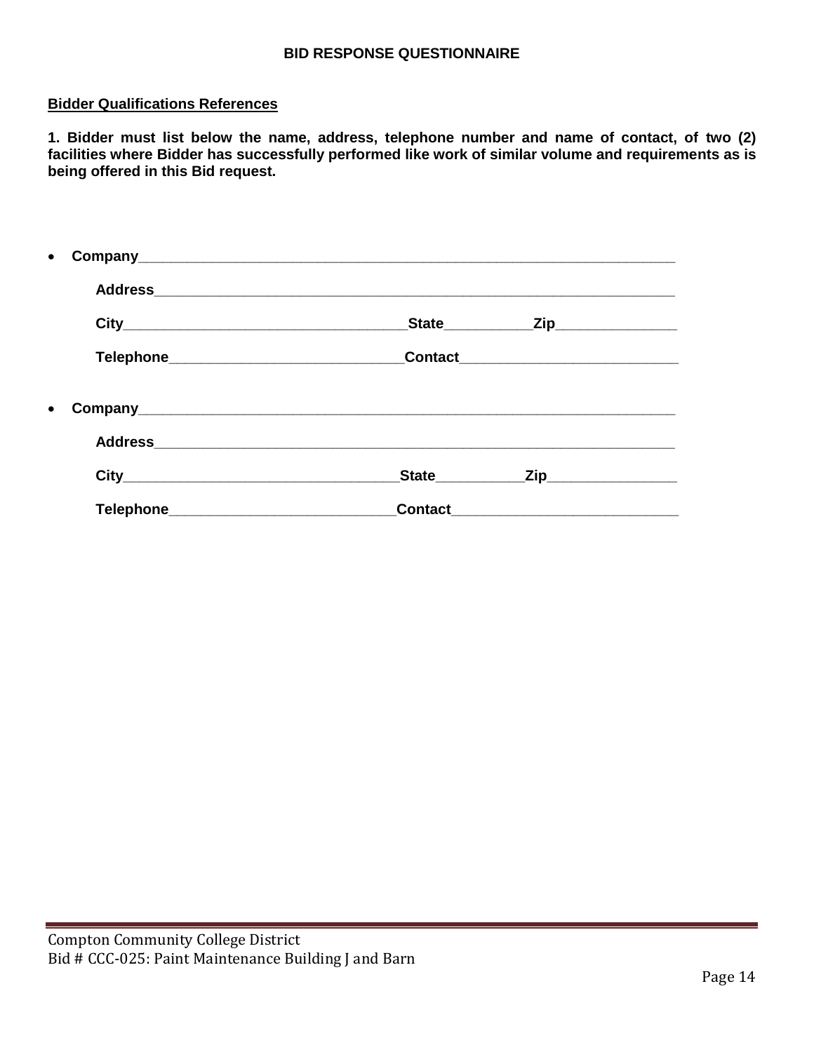## BID RESPONSE QUESTIONNAIRE

**Bidder Qualifications References**

**1. Bidder must list below the name, address, telephone number and name of contact, of two (2) facilities where Bidder has successfully performed like work of similar volume and requirements as is being offered in this Bid request.**

- **Company**_______________________________________________________________

  **Address**_______________________________________________________________

  **City**__________________________________**State**___________**Zip**_______________

  **Telephone**_____________________________**Contact**___________________________

- **Company**_______________________________________________________________

  **Address**_______________________________________________________________

  **City**__________________________________**State**___________**Zip**________________

  **Telephone**____________________________**Contact**____________________________

Compton Community College District
Bid # CCC-025: Paint Maintenance Building J and Barn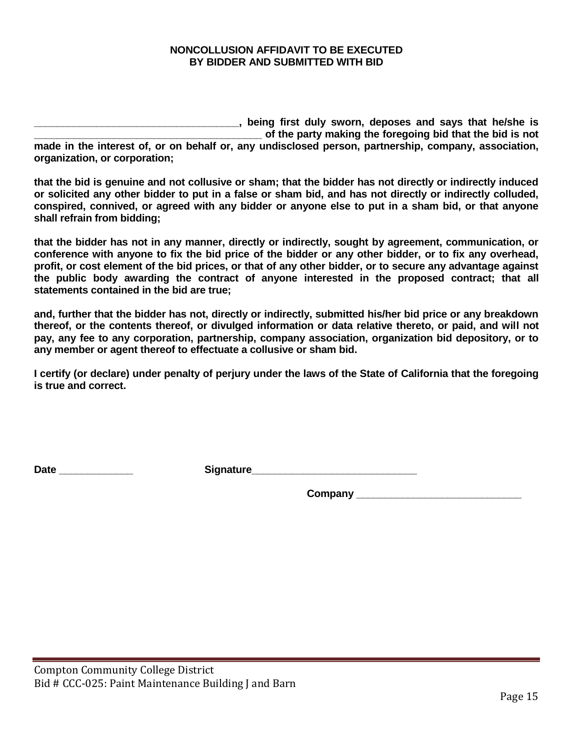**NONCOLLUSION AFFIDAVIT TO BE EXECUTED BY BIDDER AND SUBMITTED WITH BID**

**___________________________________, being first duly sworn, deposes and says that he/she is _______________________________________ of the party making the foregoing bid that the bid is not made in the interest of, or on behalf or, any undisclosed person, partnership, company, association, organization, or corporation;**

**that the bid is genuine and not collusive or sham; that the bidder has not directly or indirectly induced or solicited any other bidder to put in a false or sham bid, and has not directly or indirectly colluded, conspired, connived, or agreed with any bidder or anyone else to put in a sham bid, or that anyone shall refrain from bidding;**

**that the bidder has not in any manner, directly or indirectly, sought by agreement, communication, or conference with anyone to fix the bid price of the bidder or any other bidder, or to fix any overhead, profit, or cost element of the bid prices, or that of any other bidder, or to secure any advantage against the public body awarding the contract of anyone interested in the proposed contract; that all statements contained in the bid are true;**

**and, further that the bidder has not, directly or indirectly, submitted his/her bid price or any breakdown thereof, or the contents thereof, or divulged information or data relative thereto, or paid, and will not pay, any fee to any corporation, partnership, company association, organization bid depository, or to any member or agent thereof to effectuate a collusive or sham bid.**

**I certify (or declare) under penalty of perjury under the laws of the State of California that the foregoing is true and correct.**

**Date _____________** **Signature_____________________________**

**Company _____________________________**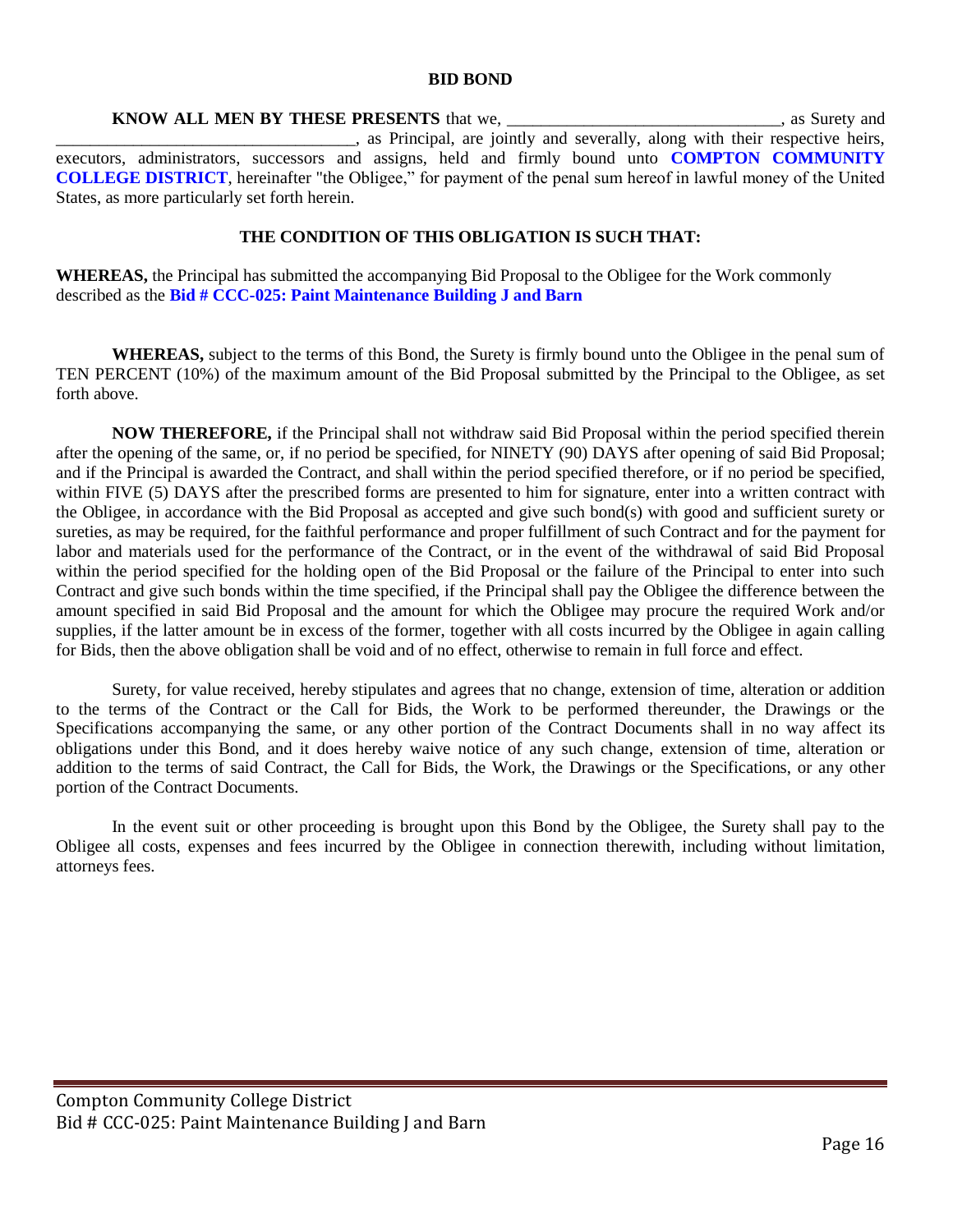## BID BOND

**KNOW ALL MEN BY THESE PRESENTS** that we, _______________________________, as Surety and __________________________________, as Principal, are jointly and severally, along with their respective heirs, executors, administrators, successors and assigns, held and firmly bound unto **COMPTON COMMUNITY COLLEGE DISTRICT**, hereinafter "the Obligee," for payment of the penal sum hereof in lawful money of the United States, as more particularly set forth herein.

### THE CONDITION OF THIS OBLIGATION IS SUCH THAT:

**WHEREAS,** the Principal has submitted the accompanying Bid Proposal to the Obligee for the Work commonly described as the **Bid # CCC-025: Paint Maintenance Building J and Barn**

**WHEREAS,** subject to the terms of this Bond, the Surety is firmly bound unto the Obligee in the penal sum of TEN PERCENT (10%) of the maximum amount of the Bid Proposal submitted by the Principal to the Obligee, as set forth above.

**NOW THEREFORE,** if the Principal shall not withdraw said Bid Proposal within the period specified therein after the opening of the same, or, if no period be specified, for NINETY (90) DAYS after opening of said Bid Proposal; and if the Principal is awarded the Contract, and shall within the period specified therefore, or if no period be specified, within FIVE (5) DAYS after the prescribed forms are presented to him for signature, enter into a written contract with the Obligee, in accordance with the Bid Proposal as accepted and give such bond(s) with good and sufficient surety or sureties, as may be required, for the faithful performance and proper fulfillment of such Contract and for the payment for labor and materials used for the performance of the Contract, or in the event of the withdrawal of said Bid Proposal within the period specified for the holding open of the Bid Proposal or the failure of the Principal to enter into such Contract and give such bonds within the time specified, if the Principal shall pay the Obligee the difference between the amount specified in said Bid Proposal and the amount for which the Obligee may procure the required Work and/or supplies, if the latter amount be in excess of the former, together with all costs incurred by the Obligee in again calling for Bids, then the above obligation shall be void and of no effect, otherwise to remain in full force and effect.

Surety, for value received, hereby stipulates and agrees that no change, extension of time, alteration or addition to the terms of the Contract or the Call for Bids, the Work to be performed thereunder, the Drawings or the Specifications accompanying the same, or any other portion of the Contract Documents shall in no way affect its obligations under this Bond, and it does hereby waive notice of any such change, extension of time, alteration or addition to the terms of said Contract, the Call for Bids, the Work, the Drawings or the Specifications, or any other portion of the Contract Documents.

In the event suit or other proceeding is brought upon this Bond by the Obligee, the Surety shall pay to the Obligee all costs, expenses and fees incurred by the Obligee in connection therewith, including without limitation, attorneys fees.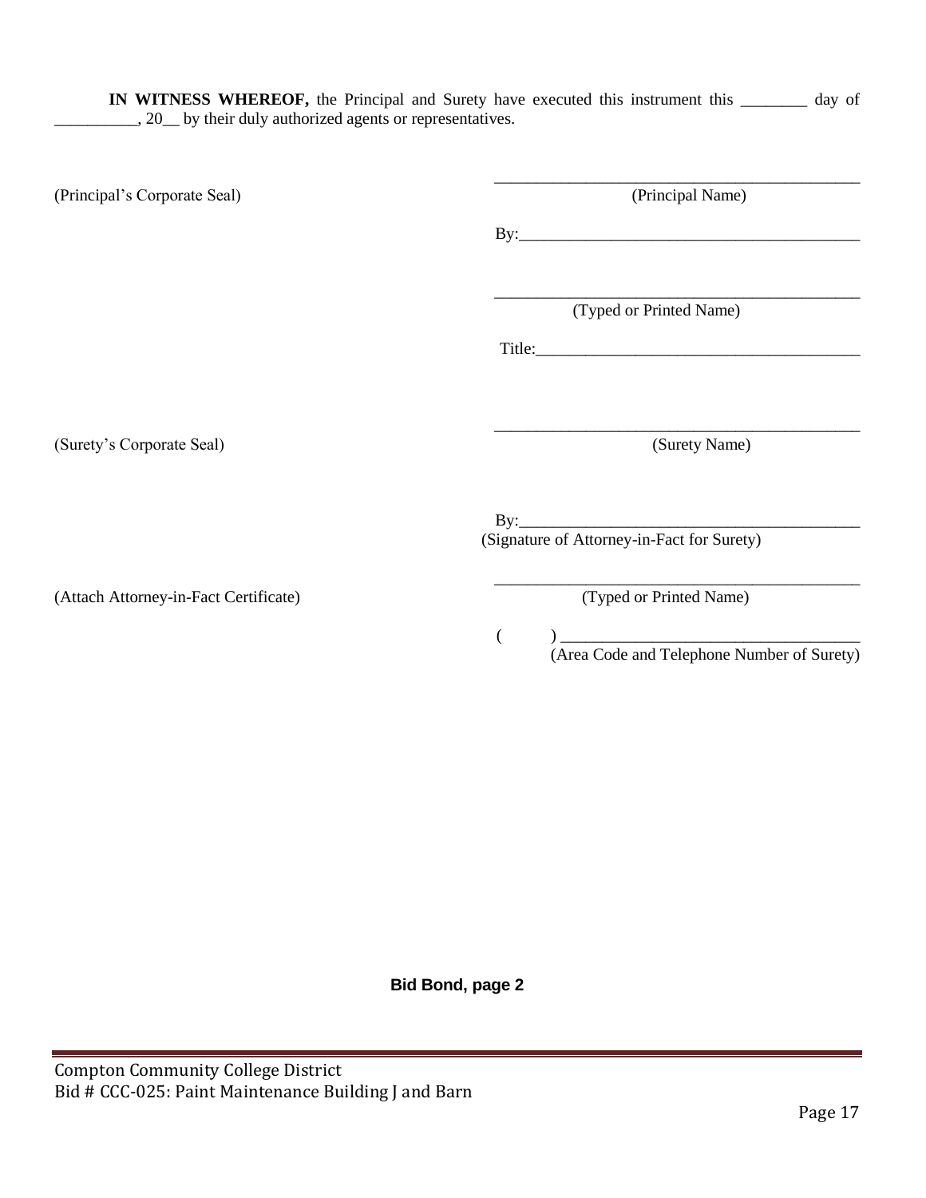**IN WITNESS WHEREOF,** the Principal and Surety have executed this instrument this ________ day of __________, 20__ by their duly authorized agents or representatives.

(Principal's Corporate Seal)

_____________________________________________
(Principal Name)

By:__________________________________________

_____________________________________________
(Typed or Printed Name)

Title:________________________________________

(Surety's Corporate Seal)

_____________________________________________
(Surety Name)

By:__________________________________________
(Signature of Attorney-in-Fact for Surety)

(Attach Attorney-in-Fact Certificate)

_____________________________________________
(Typed or Printed Name)

(        ) ____________________________________
(Area Code and Telephone Number of Surety)

**Bid Bond, page 2**

Compton Community College District
Bid # CCC-025: Paint Maintenance Building J and Barn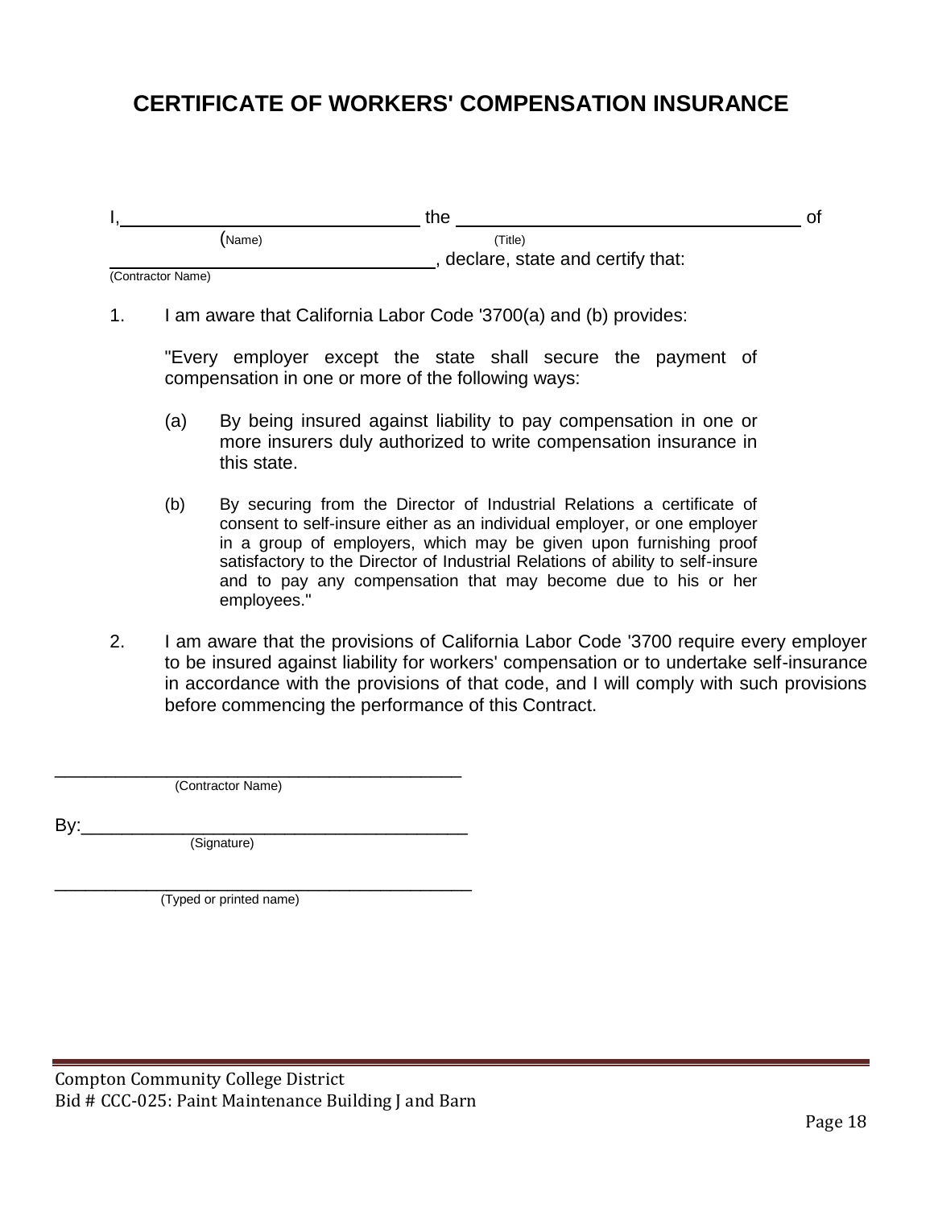# CERTIFICATE OF WORKERS' COMPENSATION INSURANCE

I,______________________________ the ___________________________________ of
(Name) (Title)
___________________________________, declare, state and certify that:
(Contractor Name)

1. I am aware that California Labor Code '3700(a) and (b) provides:

   "Every employer except the state shall secure the payment of compensation in one or more of the following ways:

   (a) By being insured against liability to pay compensation in one or more insurers duly authorized to write compensation insurance in this state.

   (b) By securing from the Director of Industrial Relations a certificate of consent to self-insure either as an individual employer, or one employer in a group of employers, which may be given upon furnishing proof satisfactory to the Director of Industrial Relations of ability to self-insure and to pay any compensation that may become due to his or her employees."

2. I am aware that the provisions of California Labor Code '3700 require every employer to be insured against liability for workers' compensation or to undertake self-insurance in accordance with the provisions of that code, and I will comply with such provisions before commencing the performance of this Contract.

_________________________________________
(Contractor Name)

By:_____________________________________
(Signature)

_________________________________________
(Typed or printed name)

Compton Community College District
Bid # CCC-025: Paint Maintenance Building J and Barn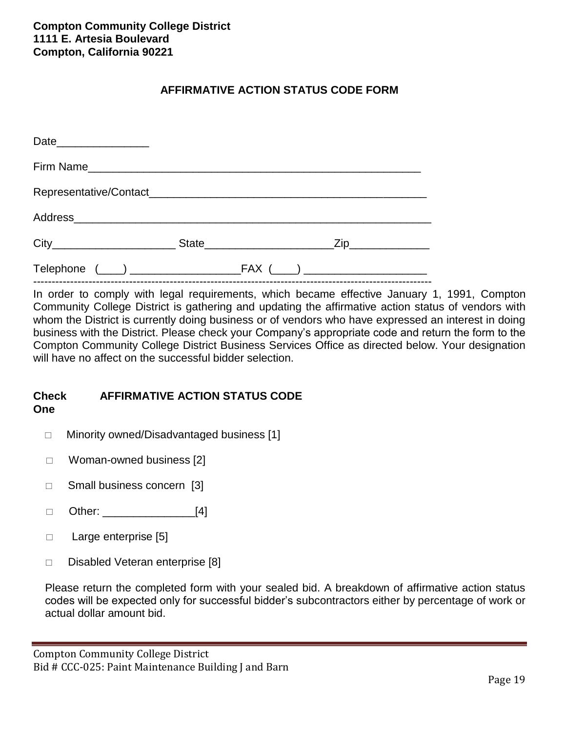**Compton Community College District**
**1111 E. Artesia Boulevard**
**Compton, California 90221**

## AFFIRMATIVE ACTION STATUS CODE FORM

Date_______________

Firm Name_______________________________________________________

Representative/Contact____________________________________________

Address__________________________________________________________

City____________________ State_____________________Zip_____________

Telephone (____) __________________FAX (____) ____________________

---

In order to comply with legal requirements, which became effective January 1, 1991, Compton Community College District is gathering and updating the affirmative action status of vendors with whom the District is currently doing business or of vendors who have expressed an interest in doing business with the District. Please check your Company's appropriate code and return the form to the Compton Community College District Business Services Office as directed below. Your designation will have no affect on the successful bidder selection.

**Check One** **AFFIRMATIVE ACTION STATUS CODE**

- □ Minority owned/Disadvantaged business [1]
- □ Woman-owned business [2]
- □ Small business concern [3]
- □ Other: _______________[4]
- □ Large enterprise [5]
- □ Disabled Veteran enterprise [8]

Please return the completed form with your sealed bid. A breakdown of affirmative action status codes will be expected only for successful bidder's subcontractors either by percentage of work or actual dollar amount bid.

Compton Community College District
Bid # CCC-025: Paint Maintenance Building J and Barn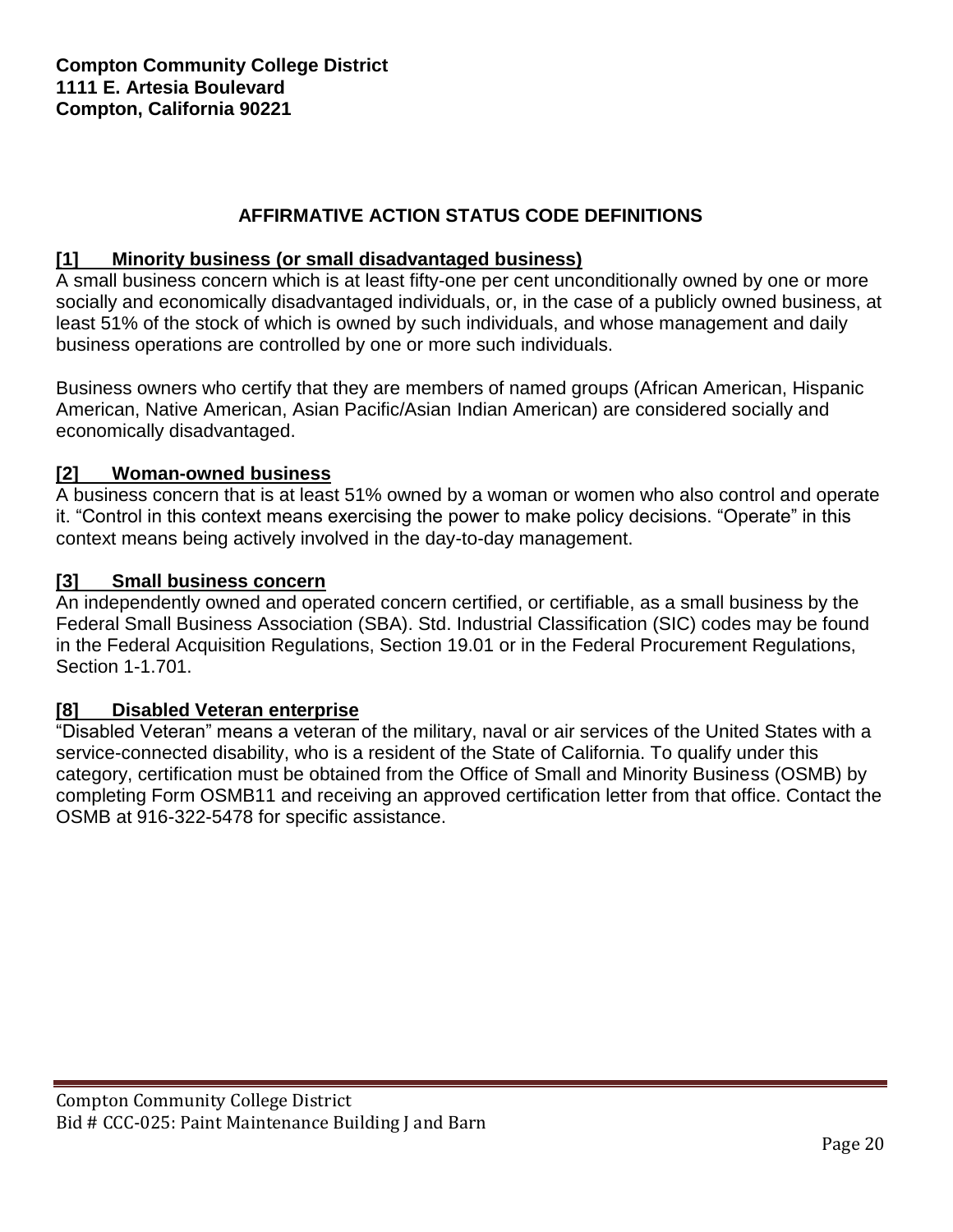**Compton Community College District**
**1111 E. Artesia Boulevard**
**Compton, California 90221**

## AFFIRMATIVE ACTION STATUS CODE DEFINITIONS

### [1] Minority business (or small disadvantaged business)

A small business concern which is at least fifty-one per cent unconditionally owned by one or more socially and economically disadvantaged individuals, or, in the case of a publicly owned business, at least 51% of the stock of which is owned by such individuals, and whose management and daily business operations are controlled by one or more such individuals.

Business owners who certify that they are members of named groups (African American, Hispanic American, Native American, Asian Pacific/Asian Indian American) are considered socially and economically disadvantaged.

### [2] Woman-owned business

A business concern that is at least 51% owned by a woman or women who also control and operate it. "Control in this context means exercising the power to make policy decisions. "Operate" in this context means being actively involved in the day-to-day management.

### [3] Small business concern

An independently owned and operated concern certified, or certifiable, as a small business by the Federal Small Business Association (SBA). Std. Industrial Classification (SIC) codes may be found in the Federal Acquisition Regulations, Section 19.01 or in the Federal Procurement Regulations, Section 1-1.701.

### [8] Disabled Veteran enterprise

"Disabled Veteran" means a veteran of the military, naval or air services of the United States with a service-connected disability, who is a resident of the State of California. To qualify under this category, certification must be obtained from the Office of Small and Minority Business (OSMB) by completing Form OSMB11 and receiving an approved certification letter from that office. Contact the OSMB at 916-322-5478 for specific assistance.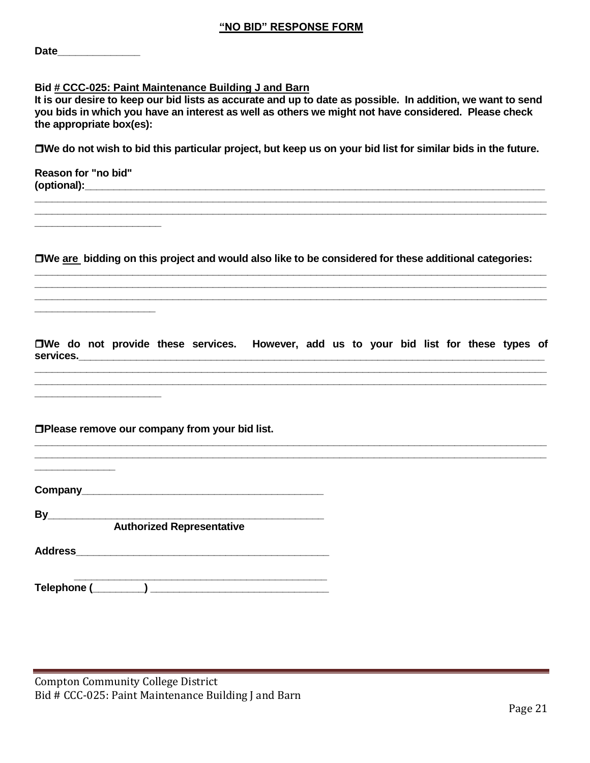## "NO BID" RESPONSE FORM

**Date**______________

**Bid # CCC-025: Paint Maintenance Building J and Barn**

**It is our desire to keep our bid lists as accurate and up to date as possible. In addition, we want to send you bids in which you have an interest as well as others we might not have considered. Please check the appropriate box(es):**

❐ **We do not wish to bid this particular project, but keep us on your bid list for similar bids in the future.**

**Reason for "no bid" (optional):**______________________________________________________________________________
________________________________________________________________________________________________
________________________________________________________________________________________________
______________________

❐ **We are bidding on this project and would also like to be considered for these additional categories:**
________________________________________________________________________________________________
________________________________________________________________________________________________
________________________________________________________________________________________________
_____________________

❐ **We do not provide these services. However, add us to your bid list for these types of services.**_____________________________________________________________________________________
________________________________________________________________________________________________
________________________________________________________________________________________________
______________________

❐ **Please remove our company from your bid list.**
________________________________________________________________________________________________
________________________________________________________________________________________________
______________

**Company**__________________________________________

**By**______________________________________________
**Authorized Representative**

**Address**____________________________________________
____________________________________________

**Telephone (**________**)** _____________________________

Compton Community College District
Bid # CCC-025: Paint Maintenance Building J and Barn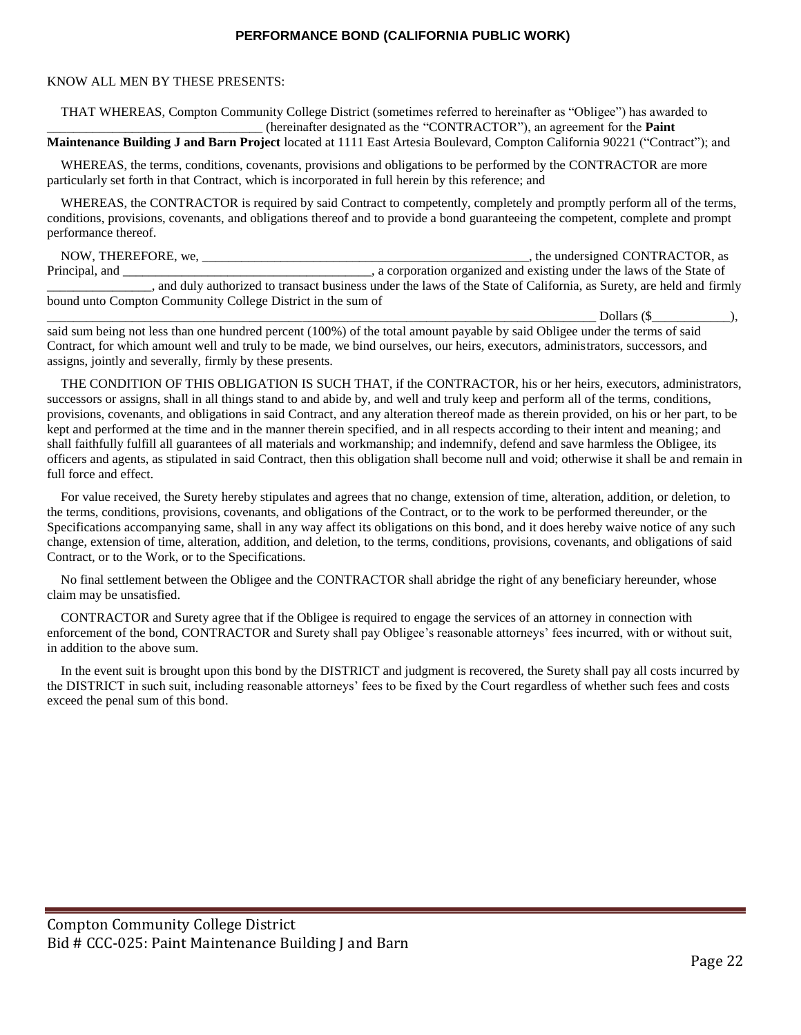# PERFORMANCE BOND (CALIFORNIA PUBLIC WORK)

KNOW ALL MEN BY THESE PRESENTS:

THAT WHEREAS, Compton Community College District (sometimes referred to hereinafter as "Obligee") has awarded to _________________________________ (hereinafter designated as the "CONTRACTOR"), an agreement for the **Paint Maintenance Building J and Barn Project** located at 1111 East Artesia Boulevard, Compton California 90221 ("Contract"); and

WHEREAS, the terms, conditions, covenants, provisions and obligations to be performed by the CONTRACTOR are more particularly set forth in that Contract, which is incorporated in full herein by this reference; and

WHEREAS, the CONTRACTOR is required by said Contract to competently, completely and promptly perform all of the terms, conditions, provisions, covenants, and obligations thereof and to provide a bond guaranteeing the competent, complete and prompt performance thereof.

NOW, THEREFORE, we, _____________________________________________________, the undersigned CONTRACTOR, as Principal, and ______________________________________, a corporation organized and existing under the laws of the State of ________________, and duly authorized to transact business under the laws of the State of California, as Surety, are held and firmly bound unto Compton Community College District in the sum of ______________________________________________________________________________________ Dollars ($____________), said sum being not less than one hundred percent (100%) of the total amount payable by said Obligee under the terms of said Contract, for which amount well and truly to be made, we bind ourselves, our heirs, executors, administrators, successors, and assigns, jointly and severally, firmly by these presents.

THE CONDITION OF THIS OBLIGATION IS SUCH THAT, if the CONTRACTOR, his or her heirs, executors, administrators, successors or assigns, shall in all things stand to and abide by, and well and truly keep and perform all of the terms, conditions, provisions, covenants, and obligations in said Contract, and any alteration thereof made as therein provided, on his or her part, to be kept and performed at the time and in the manner therein specified, and in all respects according to their intent and meaning; and shall faithfully fulfill all guarantees of all materials and workmanship; and indemnify, defend and save harmless the Obligee, its officers and agents, as stipulated in said Contract, then this obligation shall become null and void; otherwise it shall be and remain in full force and effect.

For value received, the Surety hereby stipulates and agrees that no change, extension of time, alteration, addition, or deletion, to the terms, conditions, provisions, covenants, and obligations of the Contract, or to the work to be performed thereunder, or the Specifications accompanying same, shall in any way affect its obligations on this bond, and it does hereby waive notice of any such change, extension of time, alteration, addition, and deletion, to the terms, conditions, provisions, covenants, and obligations of said Contract, or to the Work, or to the Specifications.

No final settlement between the Obligee and the CONTRACTOR shall abridge the right of any beneficiary hereunder, whose claim may be unsatisfied.

CONTRACTOR and Surety agree that if the Obligee is required to engage the services of an attorney in connection with enforcement of the bond, CONTRACTOR and Surety shall pay Obligee's reasonable attorneys' fees incurred, with or without suit, in addition to the above sum.

In the event suit is brought upon this bond by the DISTRICT and judgment is recovered, the Surety shall pay all costs incurred by the DISTRICT in such suit, including reasonable attorneys' fees to be fixed by the Court regardless of whether such fees and costs exceed the penal sum of this bond.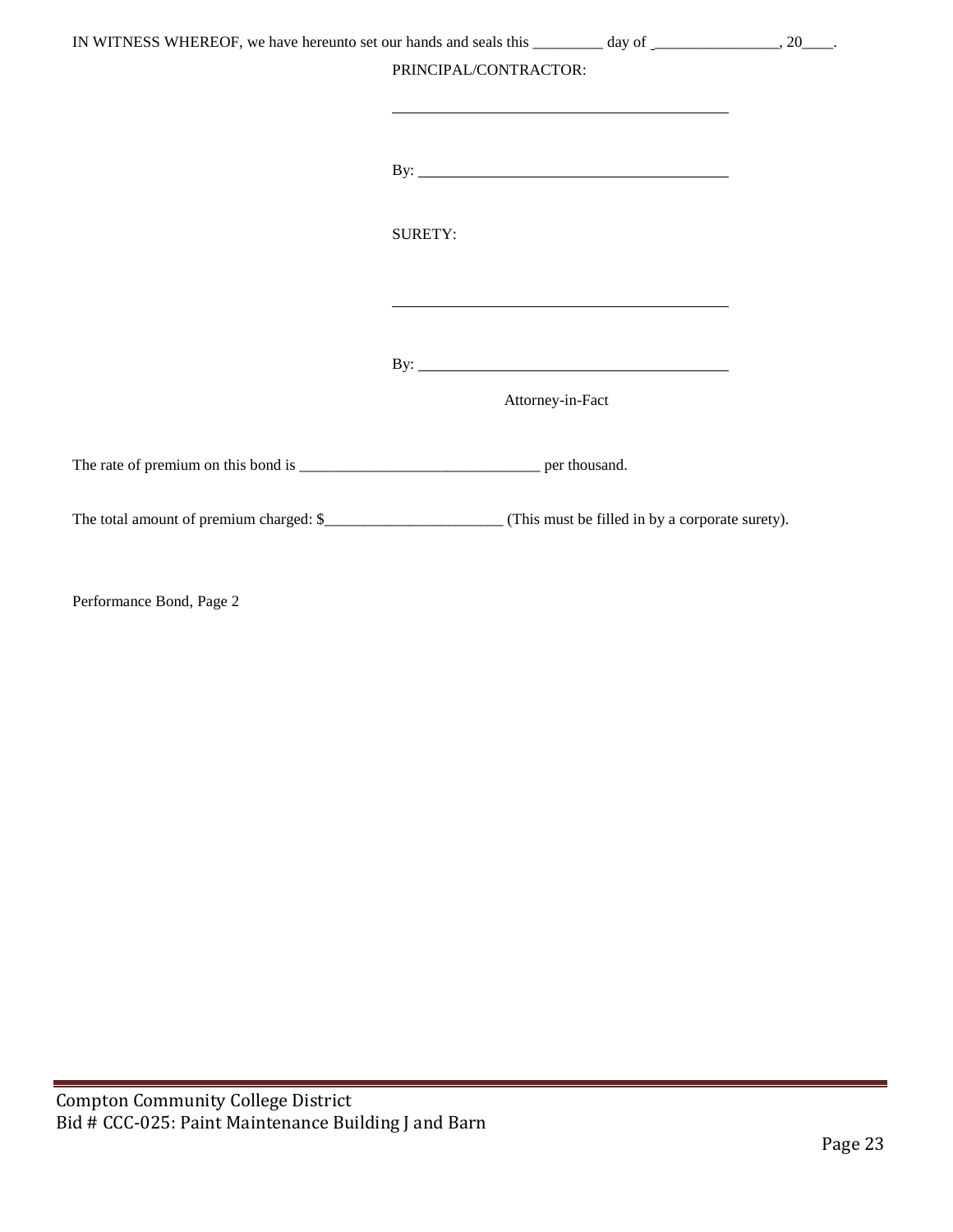IN WITNESS WHEREOF, we have hereunto set our hands and seals this _________ day of ________________, 20____.

PRINCIPAL/CONTRACTOR:

_________________________________________

By: _____________________________________

SURETY:

_________________________________________

By: _____________________________________

Attorney-in-Fact

The rate of premium on this bond is _______________________________ per thousand.

The total amount of premium charged: $_______________________ (This must be filled in by a corporate surety).

Performance Bond, Page 2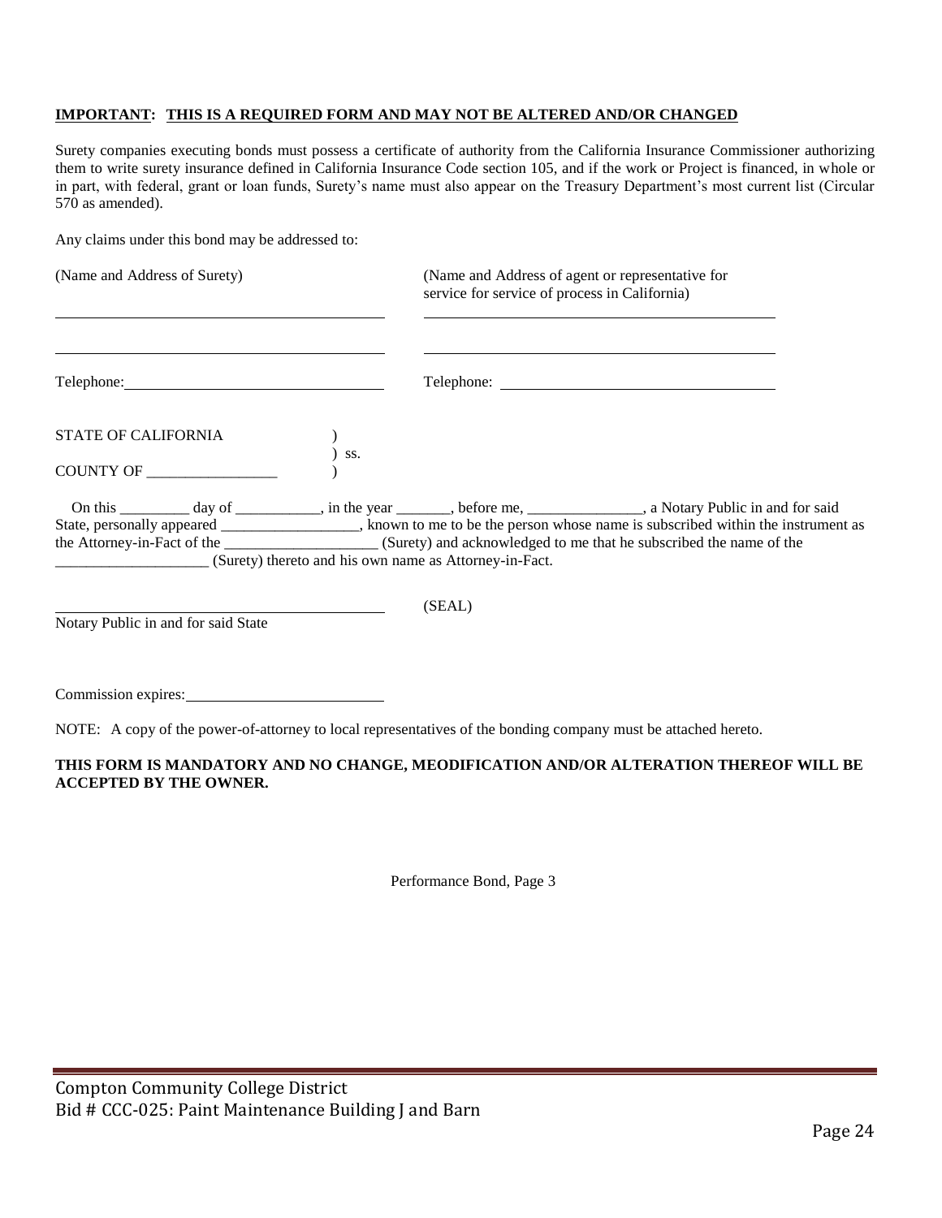**<u>IMPORTANT</u>: <u>THIS IS A REQUIRED FORM AND MAY NOT BE ALTERED AND/OR CHANGED</u>**

Surety companies executing bonds must possess a certificate of authority from the California Insurance Commissioner authorizing them to write surety insurance defined in California Insurance Code section 105, and if the work or Project is financed, in whole or in part, with federal, grant or loan funds, Surety's name must also appear on the Treasury Department's most current list (Circular 570 as amended).

Any claims under this bond may be addressed to:

| (Name and Address of Surety) | (Name and Address of agent or representative for service for service of process in California) |
|---|---|
| ______________________________ | ______________________________ |
| ______________________________ | ______________________________ |
| Telephone: ______________________ | Telephone: ______________________ |

STATE OF CALIFORNIA )
) ss.
COUNTY OF _________________ )

On this _________ day of ___________, in the year _______, before me, _______________, a Notary Public in and for said State, personally appeared __________________, known to me to be the person whose name is subscribed within the instrument as the Attorney-in-Fact of the ____________________ (Surety) and acknowledged to me that he subscribed the name of the ____________________ (Surety) thereto and his own name as Attorney-in-Fact.

______________________________ (SEAL)
Notary Public in and for said State

Commission expires: ______________________

NOTE: A copy of the power-of-attorney to local representatives of the bonding company must be attached hereto.

**THIS FORM IS MANDATORY AND NO CHANGE, MEODIFICATION AND/OR ALTERATION THEREOF WILL BE ACCEPTED BY THE OWNER.**

Performance Bond, Page 3

Compton Community College District
Bid # CCC-025: Paint Maintenance Building J and Barn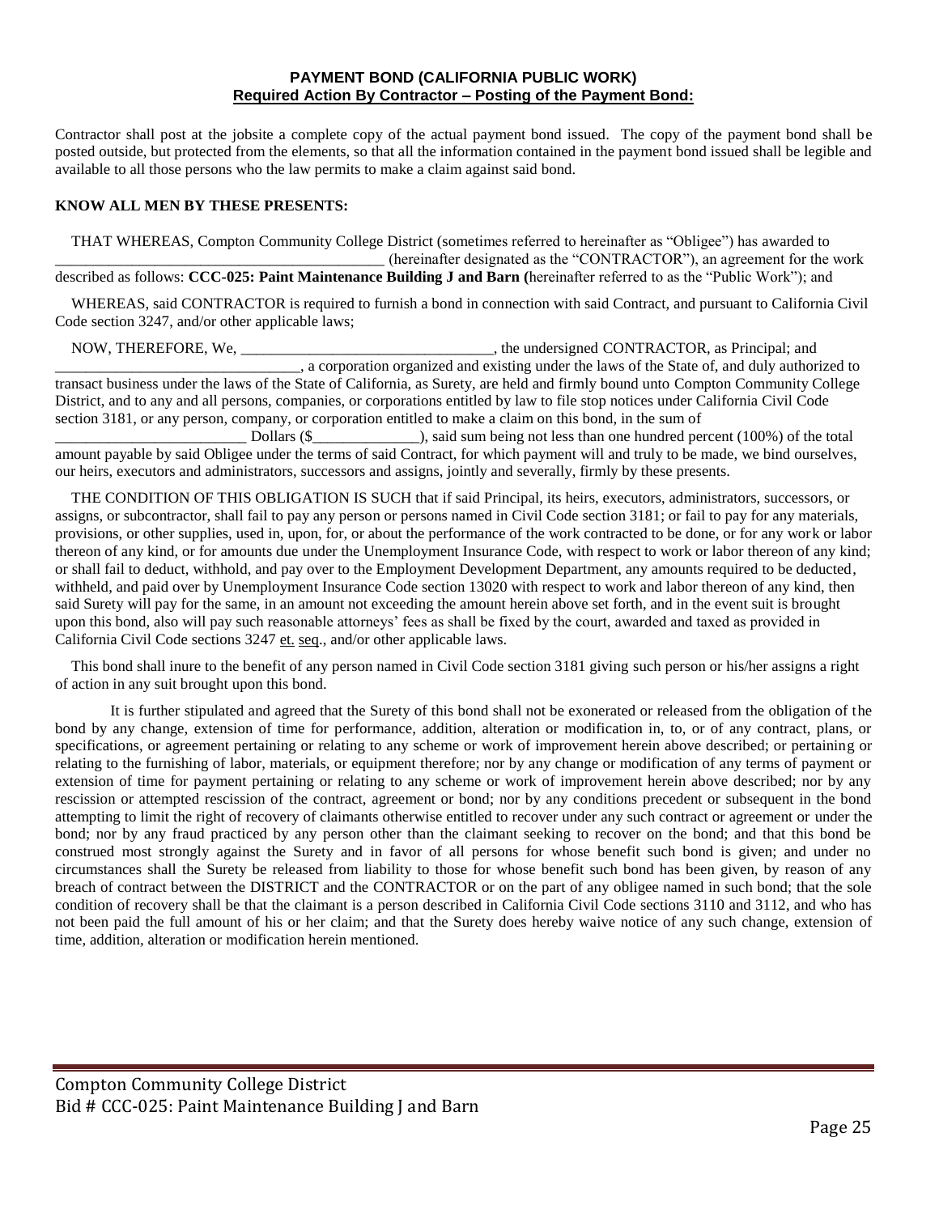**PAYMENT BOND (CALIFORNIA PUBLIC WORK)**
**Required Action By Contractor – Posting of the Payment Bond:**

Contractor shall post at the jobsite a complete copy of the actual payment bond issued. The copy of the payment bond shall be posted outside, but protected from the elements, so that all the information contained in the payment bond issued shall be legible and available to all those persons who the law permits to make a claim against said bond.

**KNOW ALL MEN BY THESE PRESENTS:**

THAT WHEREAS, Compton Community College District (sometimes referred to hereinafter as "Obligee") has awarded to _____________________________________________ (hereinafter designated as the "CONTRACTOR"), an agreement for the work described as follows: **CCC-025: Paint Maintenance Building J and Barn (**hereinafter referred to as the "Public Work"); and

WHEREAS, said CONTRACTOR is required to furnish a bond in connection with said Contract, and pursuant to California Civil Code section 3247, and/or other applicable laws;

NOW, THEREFORE, We, _________________________________, the undersigned CONTRACTOR, as Principal; and _________________________________, a corporation organized and existing under the laws of the State of, and duly authorized to transact business under the laws of the State of California, as Surety, are held and firmly bound unto Compton Community College District, and to any and all persons, companies, or corporations entitled by law to file stop notices under California Civil Code section 3181, or any person, company, or corporation entitled to make a claim on this bond, in the sum of _________________________ Dollars ($______________), said sum being not less than one hundred percent (100%) of the total amount payable by said Obligee under the terms of said Contract, for which payment will and truly to be made, we bind ourselves, our heirs, executors and administrators, successors and assigns, jointly and severally, firmly by these presents.

THE CONDITION OF THIS OBLIGATION IS SUCH that if said Principal, its heirs, executors, administrators, successors, or assigns, or subcontractor, shall fail to pay any person or persons named in Civil Code section 3181; or fail to pay for any materials, provisions, or other supplies, used in, upon, for, or about the performance of the work contracted to be done, or for any work or labor thereon of any kind, or for amounts due under the Unemployment Insurance Code, with respect to work or labor thereon of any kind; or shall fail to deduct, withhold, and pay over to the Employment Development Department, any amounts required to be deducted, withheld, and paid over by Unemployment Insurance Code section 13020 with respect to work and labor thereon of any kind, then said Surety will pay for the same, in an amount not exceeding the amount herein above set forth, and in the event suit is brought upon this bond, also will pay such reasonable attorneys' fees as shall be fixed by the court, awarded and taxed as provided in California Civil Code sections 3247 et. seq., and/or other applicable laws.

This bond shall inure to the benefit of any person named in Civil Code section 3181 giving such person or his/her assigns a right of action in any suit brought upon this bond.

It is further stipulated and agreed that the Surety of this bond shall not be exonerated or released from the obligation of the bond by any change, extension of time for performance, addition, alteration or modification in, to, or of any contract, plans, or specifications, or agreement pertaining or relating to any scheme or work of improvement herein above described; or pertaining or relating to the furnishing of labor, materials, or equipment therefore; nor by any change or modification of any terms of payment or extension of time for payment pertaining or relating to any scheme or work of improvement herein above described; nor by any rescission or attempted rescission of the contract, agreement or bond; nor by any conditions precedent or subsequent in the bond attempting to limit the right of recovery of claimants otherwise entitled to recover under any such contract or agreement or under the bond; nor by any fraud practiced by any person other than the claimant seeking to recover on the bond; and that this bond be construed most strongly against the Surety and in favor of all persons for whose benefit such bond is given; and under no circumstances shall the Surety be released from liability to those for whose benefit such bond has been given, by reason of any breach of contract between the DISTRICT and the CONTRACTOR or on the part of any obligee named in such bond; that the sole condition of recovery shall be that the claimant is a person described in California Civil Code sections 3110 and 3112, and who has not been paid the full amount of his or her claim; and that the Surety does hereby waive notice of any such change, extension of time, addition, alteration or modification herein mentioned.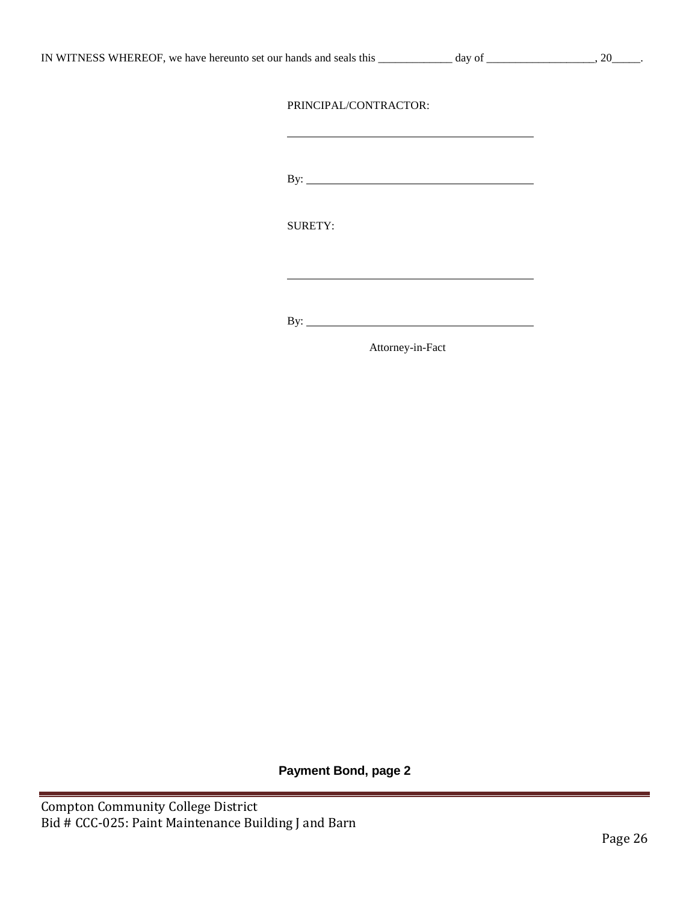IN WITNESS WHEREOF, we have hereunto set our hands and seals this _____________ day of ___________________, 20_____.

PRINCIPAL/CONTRACTOR:

_________________________________________

By: ______________________________________

SURETY:

_________________________________________

By: ______________________________________

Attorney-in-Fact

**Payment Bond, page 2**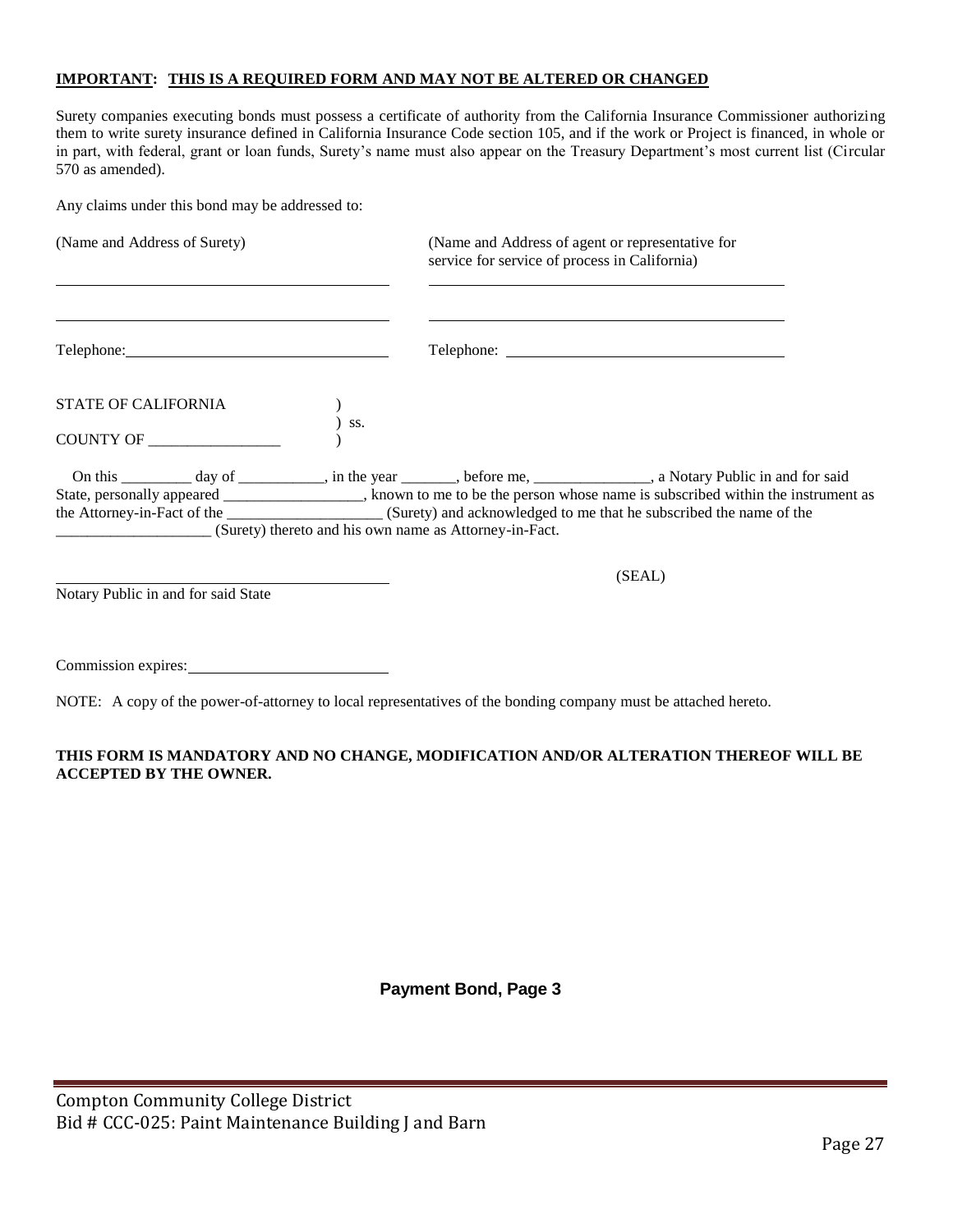**IMPORTANT: THIS IS A REQUIRED FORM AND MAY NOT BE ALTERED OR CHANGED**

Surety companies executing bonds must possess a certificate of authority from the California Insurance Commissioner authorizing them to write surety insurance defined in California Insurance Code section 105, and if the work or Project is financed, in whole or in part, with federal, grant or loan funds, Surety's name must also appear on the Treasury Department's most current list (Circular 570 as amended).

Any claims under this bond may be addressed to:

| (Name and Address of Surety) | (Name and Address of agent or representative for service for service of process in California) |
|---|---|
| ______________________________ | ______________________________ |
| ______________________________ | ______________________________ |
| Telephone: ____________________ | Telephone: ____________________ |

STATE OF CALIFORNIA )
) ss.
COUNTY OF _________________ )

On this _________ day of ___________, in the year _______, before me, _______________, a Notary Public in and for said State, personally appeared __________________, known to me to be the person whose name is subscribed within the instrument as the Attorney-in-Fact of the ____________________ (Surety) and acknowledged to me that he subscribed the name of the ____________________ (Surety) thereto and his own name as Attorney-in-Fact.

______________________________ (SEAL)
Notary Public in and for said State

Commission expires: ____________________

NOTE: A copy of the power-of-attorney to local representatives of the bonding company must be attached hereto.

**THIS FORM IS MANDATORY AND NO CHANGE, MODIFICATION AND/OR ALTERATION THEREOF WILL BE ACCEPTED BY THE OWNER.**

**Payment Bond, Page 3**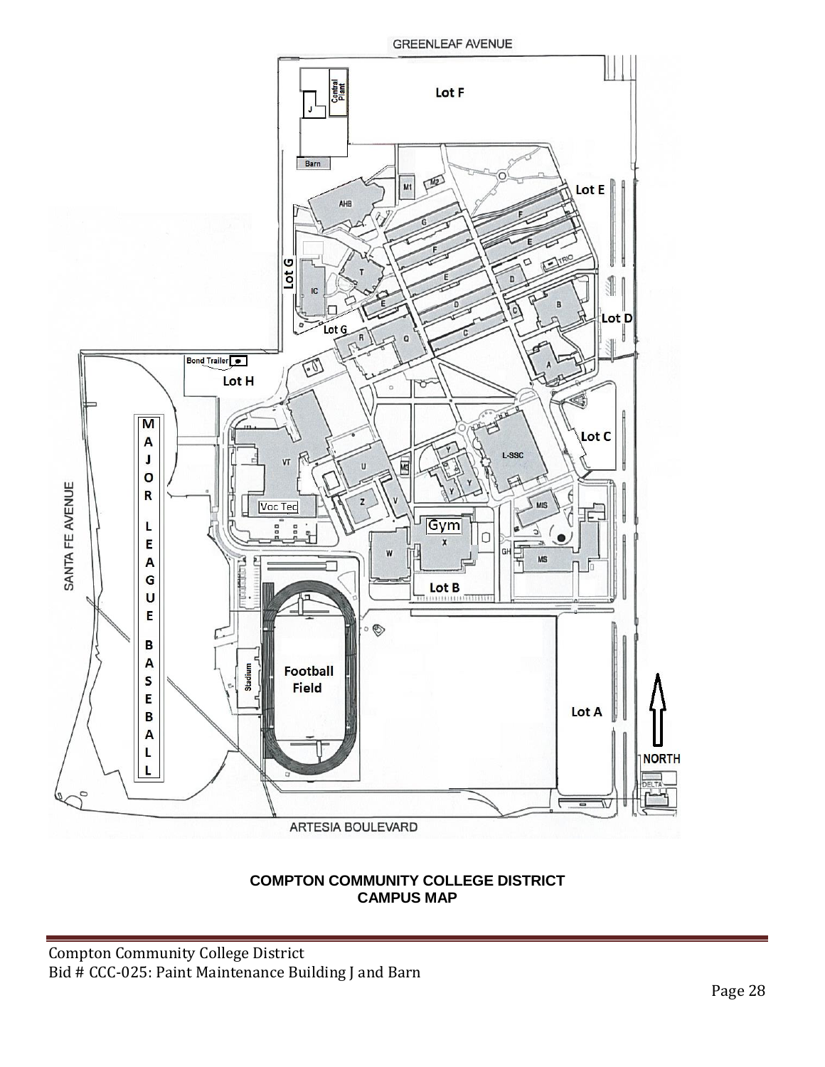GREENLEAF AVENUE

Central Plant

J

Barn

Lot F

M1

M2

AHB

Lot E

G

F

F

E

Lot G

IC

T

E

TRIO

E

D

D

C

B

Lot D

Lot G

R

Q

C

A

Bond Trailer

Lot H

MAJOR LEAGUE BASEBALL

VT

Voc Tec

U

M3

Y

Y

Y

L-SSC

Lot C

Z

V

Gym

X

W

MIS

GH

MS

Lot B

SANTA FE AVENUE

Stadium

Football Field

Lot A

NORTH

DELTA

ARTESIA BOULEVARD

**COMPTON COMMUNITY COLLEGE DISTRICT**
**CAMPUS MAP**